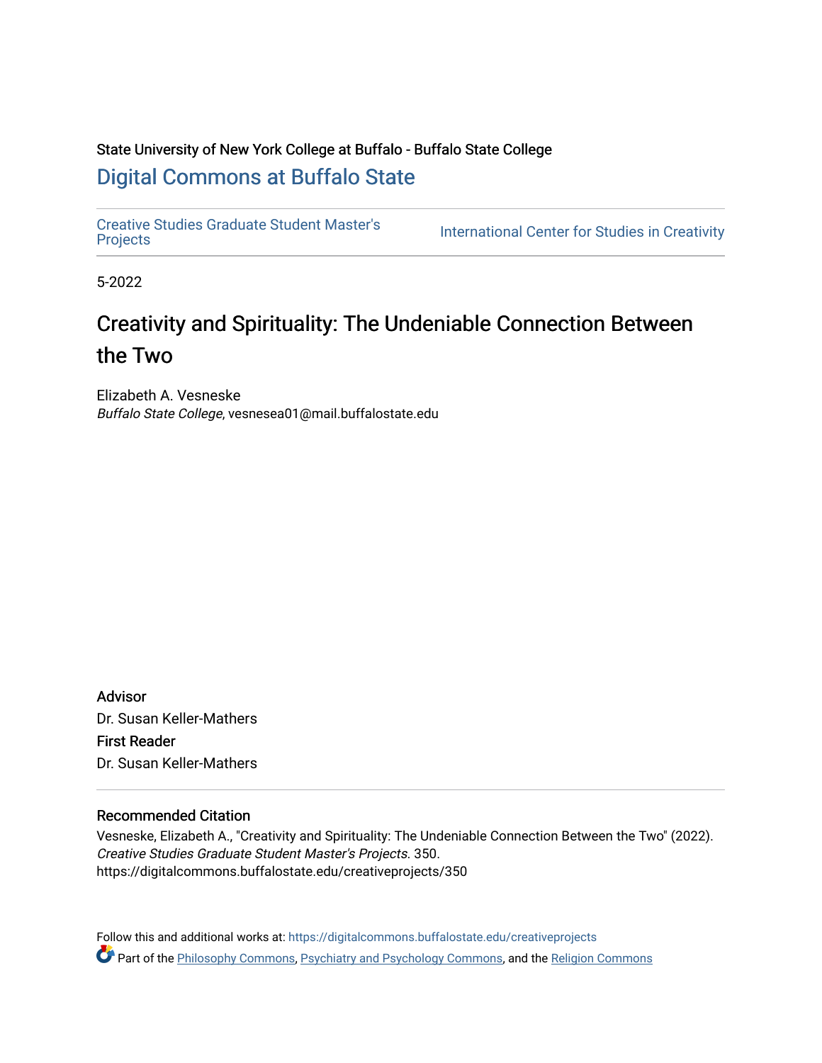State University of New York College at Buffalo - Buffalo State College

## Digital Commons at Buffalo State

Creative Studies Graduate Student Master's Projects | International Center for Studies in Creativity

5-2022

# Creativity and Spirituality: The Undeniable Connection Between the Two

Elizabeth A. Vesneske
*Buffalo State College*, vesnesea01@mail.buffalostate.edu

**Advisor**
Dr. Susan Keller-Mathers

**First Reader**
Dr. Susan Keller-Mathers

### Recommended Citation

Vesneske, Elizabeth A., "Creativity and Spirituality: The Undeniable Connection Between the Two" (2022). *Creative Studies Graduate Student Master's Projects*. 350.
https://digitalcommons.buffalostate.edu/creativeprojects/350

Follow this and additional works at: https://digitalcommons.buffalostate.edu/creativeprojects

Part of the Philosophy Commons, Psychiatry and Psychology Commons, and the Religion Commons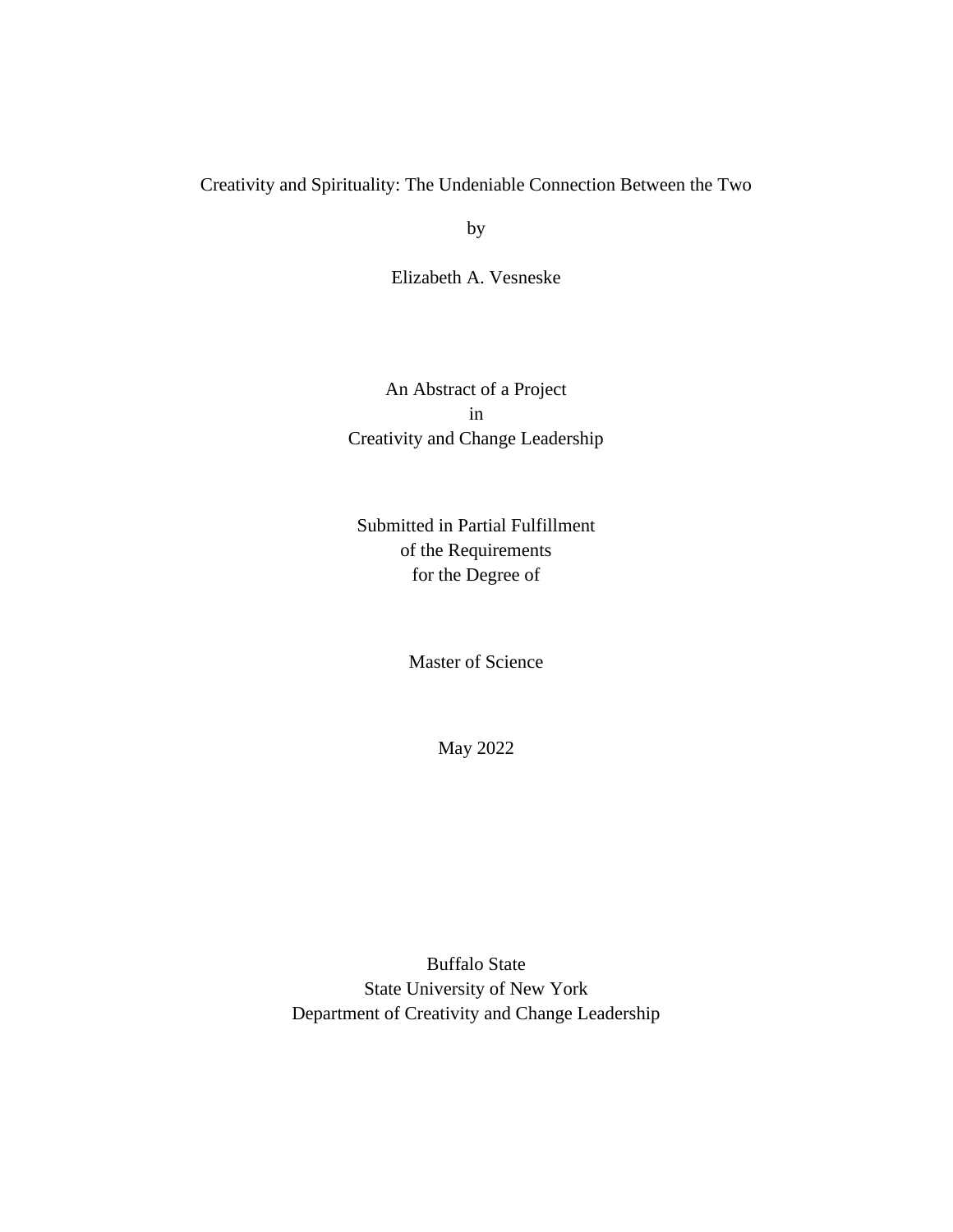Creativity and Spirituality: The Undeniable Connection Between the Two

by

Elizabeth A. Vesneske

An Abstract of a Project
in
Creativity and Change Leadership

Submitted in Partial Fulfillment
of the Requirements
for the Degree of

Master of Science

May 2022

Buffalo State
State University of New York
Department of Creativity and Change Leadership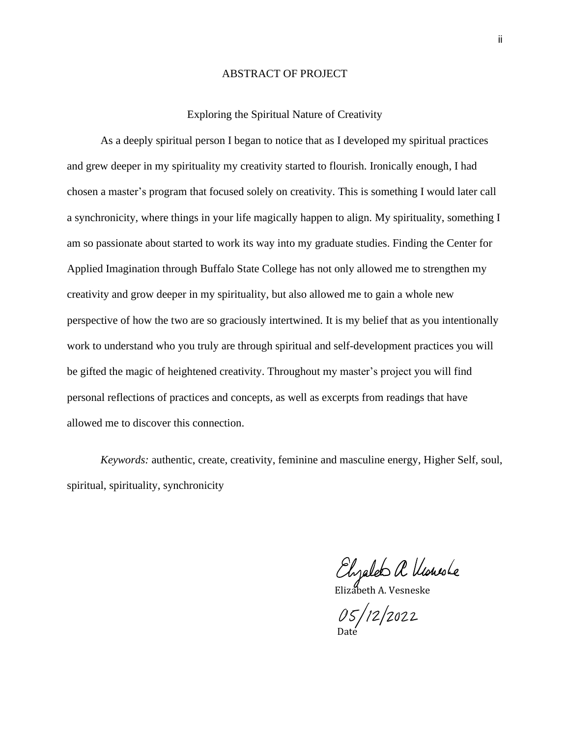# ABSTRACT OF PROJECT

## Exploring the Spiritual Nature of Creativity

As a deeply spiritual person I began to notice that as I developed my spiritual practices and grew deeper in my spirituality my creativity started to flourish. Ironically enough, I had chosen a master's program that focused solely on creativity. This is something I would later call a synchronicity, where things in your life magically happen to align. My spirituality, something I am so passionate about started to work its way into my graduate studies. Finding the Center for Applied Imagination through Buffalo State College has not only allowed me to strengthen my creativity and grow deeper in my spirituality, but also allowed me to gain a whole new perspective of how the two are so graciously intertwined. It is my belief that as you intentionally work to understand who you truly are through spiritual and self-development practices you will be gifted the magic of heightened creativity. Throughout my master's project you will find personal reflections of practices and concepts, as well as excerpts from readings that have allowed me to discover this connection.

*Keywords:* authentic, create, creativity, feminine and masculine energy, Higher Self, soul, spiritual, spirituality, synchronicity

Elizabeth A. Vesneske

05/12/2022
Date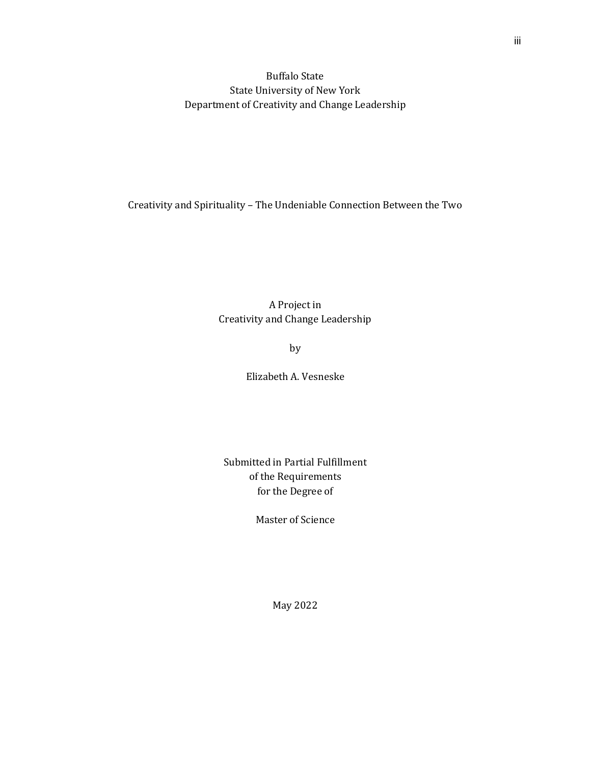Buffalo State
State University of New York
Department of Creativity and Change Leadership

Creativity and Spirituality – The Undeniable Connection Between the Two

A Project in
Creativity and Change Leadership

by

Elizabeth A. Vesneske

Submitted in Partial Fulfillment
of the Requirements
for the Degree of

Master of Science

May 2022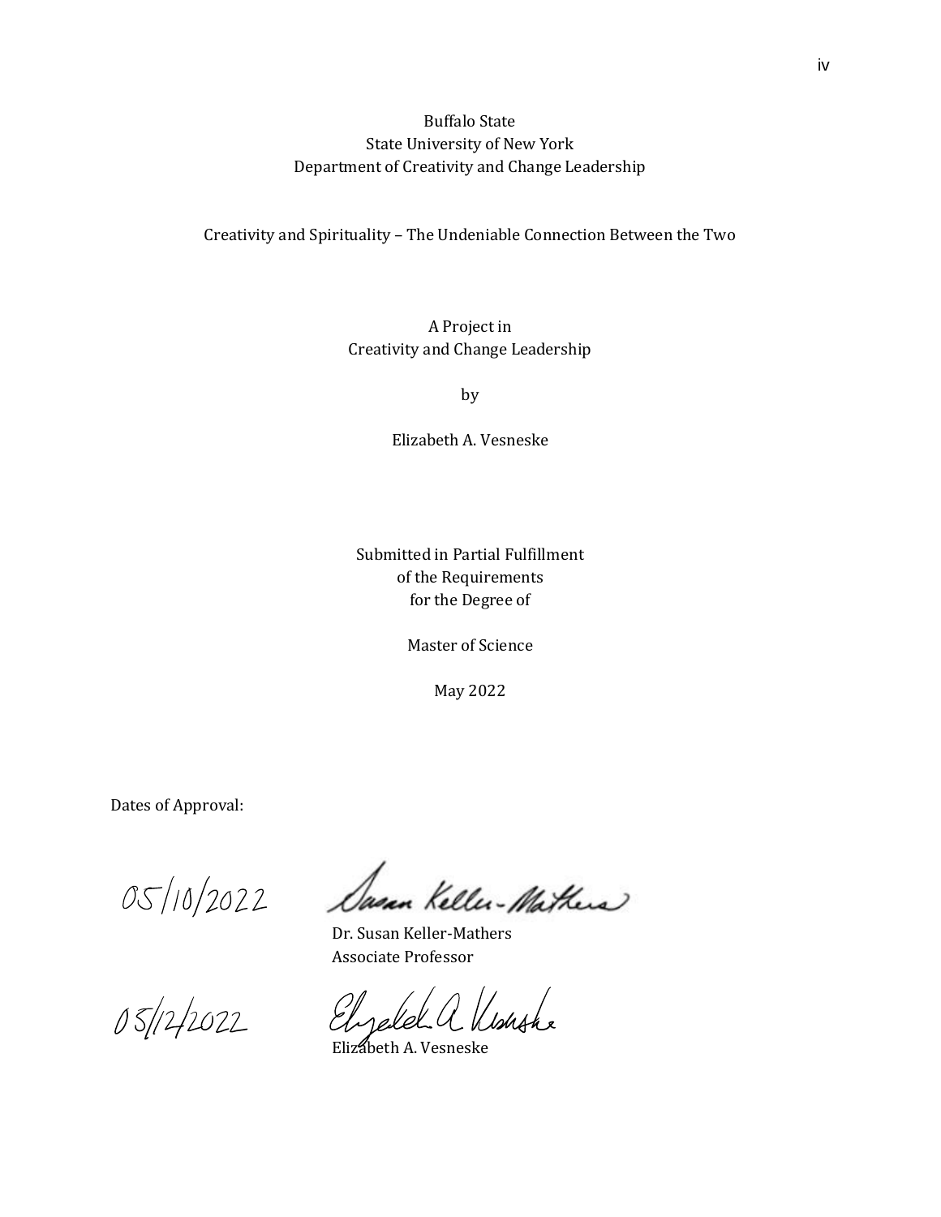Buffalo State
State University of New York
Department of Creativity and Change Leadership

Creativity and Spirituality – The Undeniable Connection Between the Two

A Project in
Creativity and Change Leadership

by

Elizabeth A. Vesneske

Submitted in Partial Fulfillment
of the Requirements
for the Degree of

Master of Science

May 2022

Dates of Approval:

05/10/2022

Dr. Susan Keller-Mathers
Associate Professor

05/12/2022

Elizabeth A. Vesneske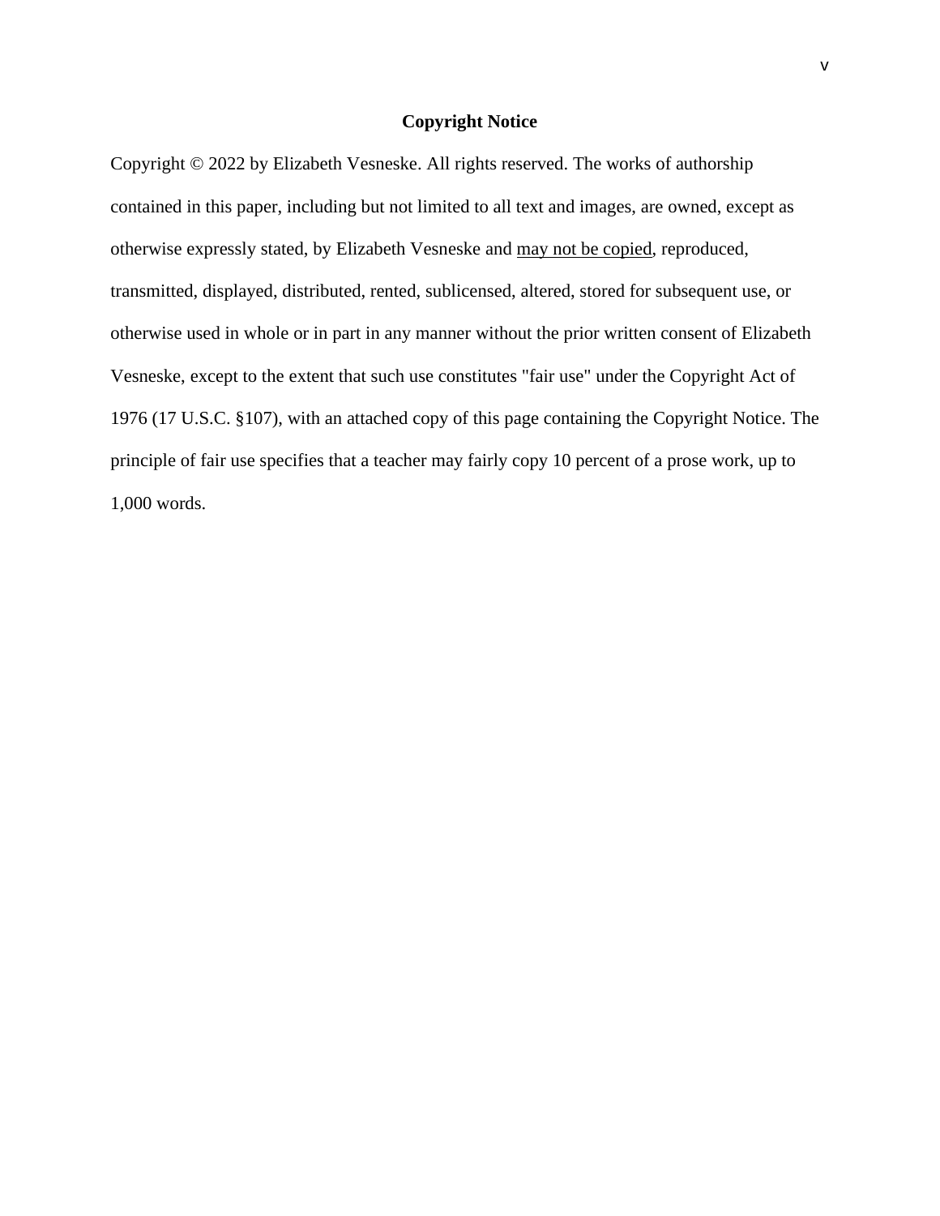## Copyright Notice

Copyright © 2022 by Elizabeth Vesneske. All rights reserved. The works of authorship contained in this paper, including but not limited to all text and images, are owned, except as otherwise expressly stated, by Elizabeth Vesneske and may not be copied, reproduced, transmitted, displayed, distributed, rented, sublicensed, altered, stored for subsequent use, or otherwise used in whole or in part in any manner without the prior written consent of Elizabeth Vesneske, except to the extent that such use constitutes "fair use" under the Copyright Act of 1976 (17 U.S.C. §107), with an attached copy of this page containing the Copyright Notice. The principle of fair use specifies that a teacher may fairly copy 10 percent of a prose work, up to 1,000 words.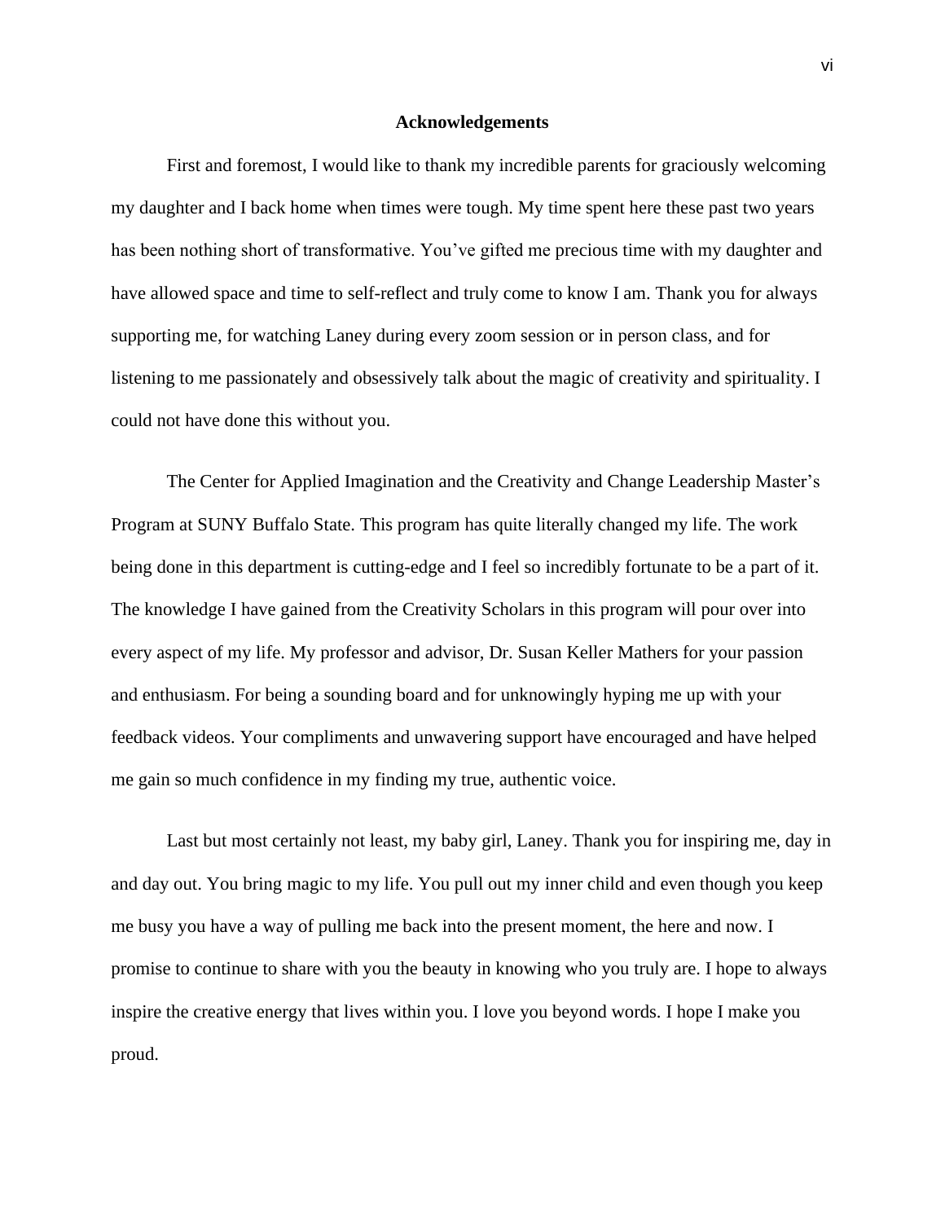# Acknowledgements

First and foremost, I would like to thank my incredible parents for graciously welcoming my daughter and I back home when times were tough. My time spent here these past two years has been nothing short of transformative. You've gifted me precious time with my daughter and have allowed space and time to self-reflect and truly come to know I am. Thank you for always supporting me, for watching Laney during every zoom session or in person class, and for listening to me passionately and obsessively talk about the magic of creativity and spirituality. I could not have done this without you.

The Center for Applied Imagination and the Creativity and Change Leadership Master's Program at SUNY Buffalo State. This program has quite literally changed my life. The work being done in this department is cutting-edge and I feel so incredibly fortunate to be a part of it. The knowledge I have gained from the Creativity Scholars in this program will pour over into every aspect of my life. My professor and advisor, Dr. Susan Keller Mathers for your passion and enthusiasm. For being a sounding board and for unknowingly hyping me up with your feedback videos. Your compliments and unwavering support have encouraged and have helped me gain so much confidence in my finding my true, authentic voice.

Last but most certainly not least, my baby girl, Laney. Thank you for inspiring me, day in and day out. You bring magic to my life. You pull out my inner child and even though you keep me busy you have a way of pulling me back into the present moment, the here and now. I promise to continue to share with you the beauty in knowing who you truly are. I hope to always inspire the creative energy that lives within you. I love you beyond words. I hope I make you proud.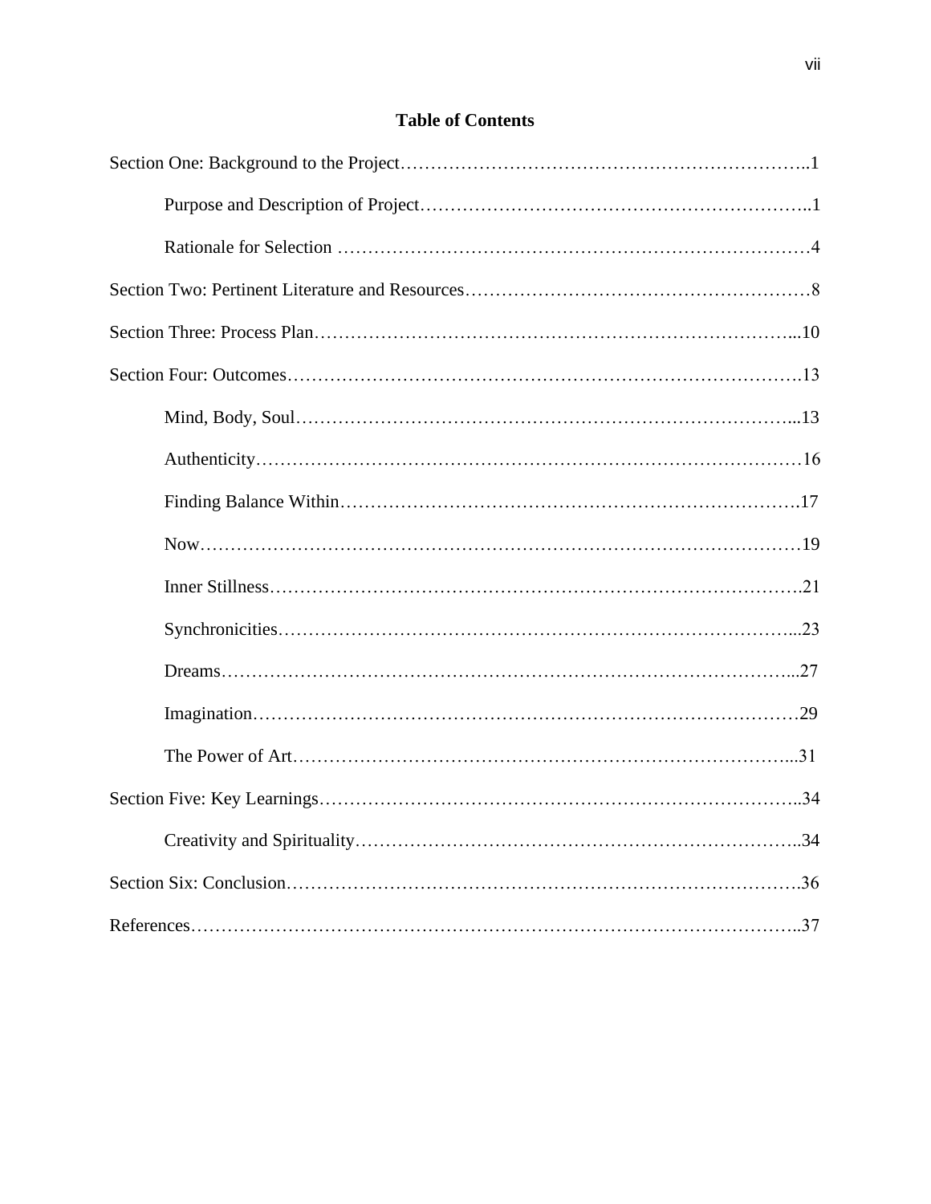# Table of Contents

Section One: Background to the Project……………………………………………………………..1

- Purpose and Description of Project………………………………………………………..1
- Rationale for Selection …………………………………………………………………4

Section Two: Pertinent Literature and Resources…………………………………………………8

Section Three: Process Plan……………………………………………………………………...10

Section Four: Outcomes………………………………………………………………………….13

- Mind, Body, Soul………………………………………………………………………...13
- Authenticity………………………………………………………………………………16
- Finding Balance Within………………………………………………………………….17
- Now………………………………………………………………………………………19
- Inner Stillness…………………………………………………………………………….21
- Synchronicities…………………………………………………………………………...23
- Dreams…………………………………………………………………………………...27
- Imagination………………………………………………………………………………29
- The Power of Art………………………………………………………………………...31

Section Five: Key Learnings……………………………………………………………………..34

- Creativity and Spirituality………………………………………………………………..34

Section Six: Conclusion………………………………………………………………………….36

References………………………………………………………………………………………..37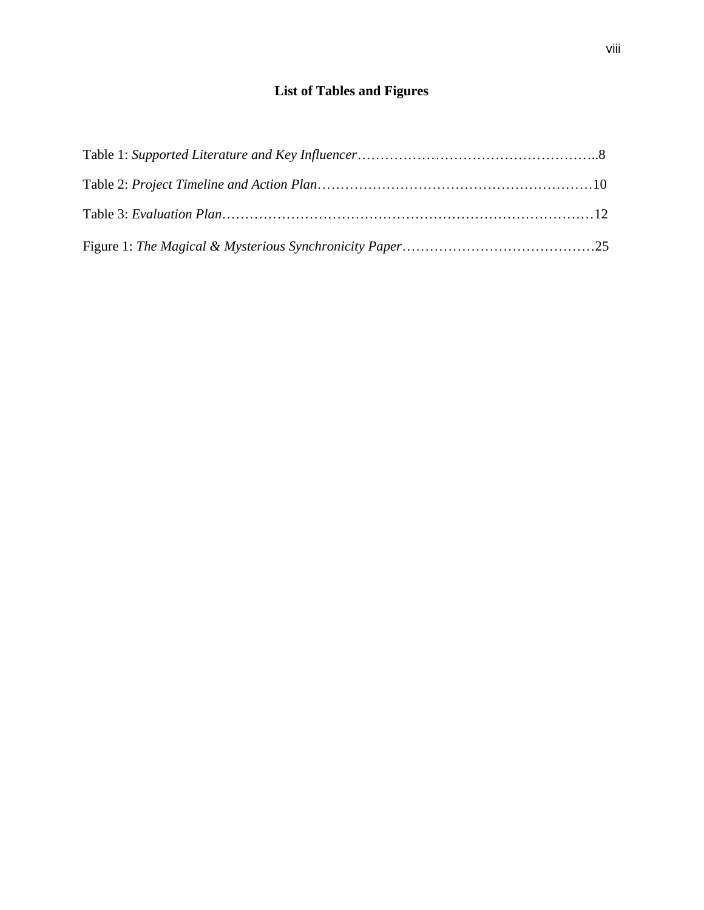## List of Tables and Figures

Table 1: *Supported Literature and Key Influencer*……………………………………………..8

Table 2: *Project Timeline and Action Plan*……………………………………………………10

Table 3: *Evaluation Plan*………………………………………………………………………12

Figure 1: *The Magical & Mysterious Synchronicity Paper*……………………………………25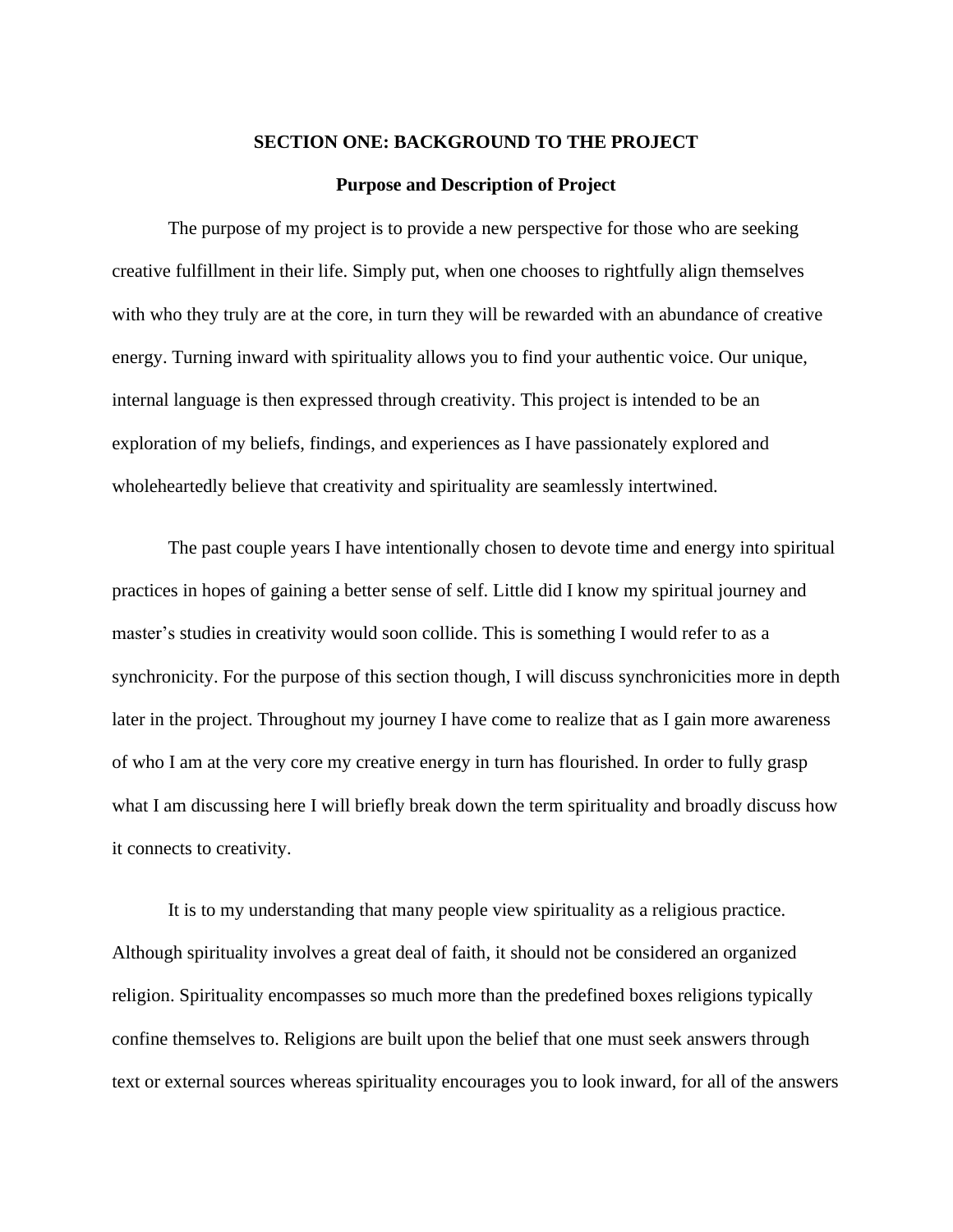# SECTION ONE: BACKGROUND TO THE PROJECT

## Purpose and Description of Project

The purpose of my project is to provide a new perspective for those who are seeking creative fulfillment in their life. Simply put, when one chooses to rightfully align themselves with who they truly are at the core, in turn they will be rewarded with an abundance of creative energy. Turning inward with spirituality allows you to find your authentic voice. Our unique, internal language is then expressed through creativity. This project is intended to be an exploration of my beliefs, findings, and experiences as I have passionately explored and wholeheartedly believe that creativity and spirituality are seamlessly intertwined.

The past couple years I have intentionally chosen to devote time and energy into spiritual practices in hopes of gaining a better sense of self. Little did I know my spiritual journey and master's studies in creativity would soon collide. This is something I would refer to as a synchronicity. For the purpose of this section though, I will discuss synchronicities more in depth later in the project. Throughout my journey I have come to realize that as I gain more awareness of who I am at the very core my creative energy in turn has flourished. In order to fully grasp what I am discussing here I will briefly break down the term spirituality and broadly discuss how it connects to creativity.

It is to my understanding that many people view spirituality as a religious practice. Although spirituality involves a great deal of faith, it should not be considered an organized religion. Spirituality encompasses so much more than the predefined boxes religions typically confine themselves to. Religions are built upon the belief that one must seek answers through text or external sources whereas spirituality encourages you to look inward, for all of the answers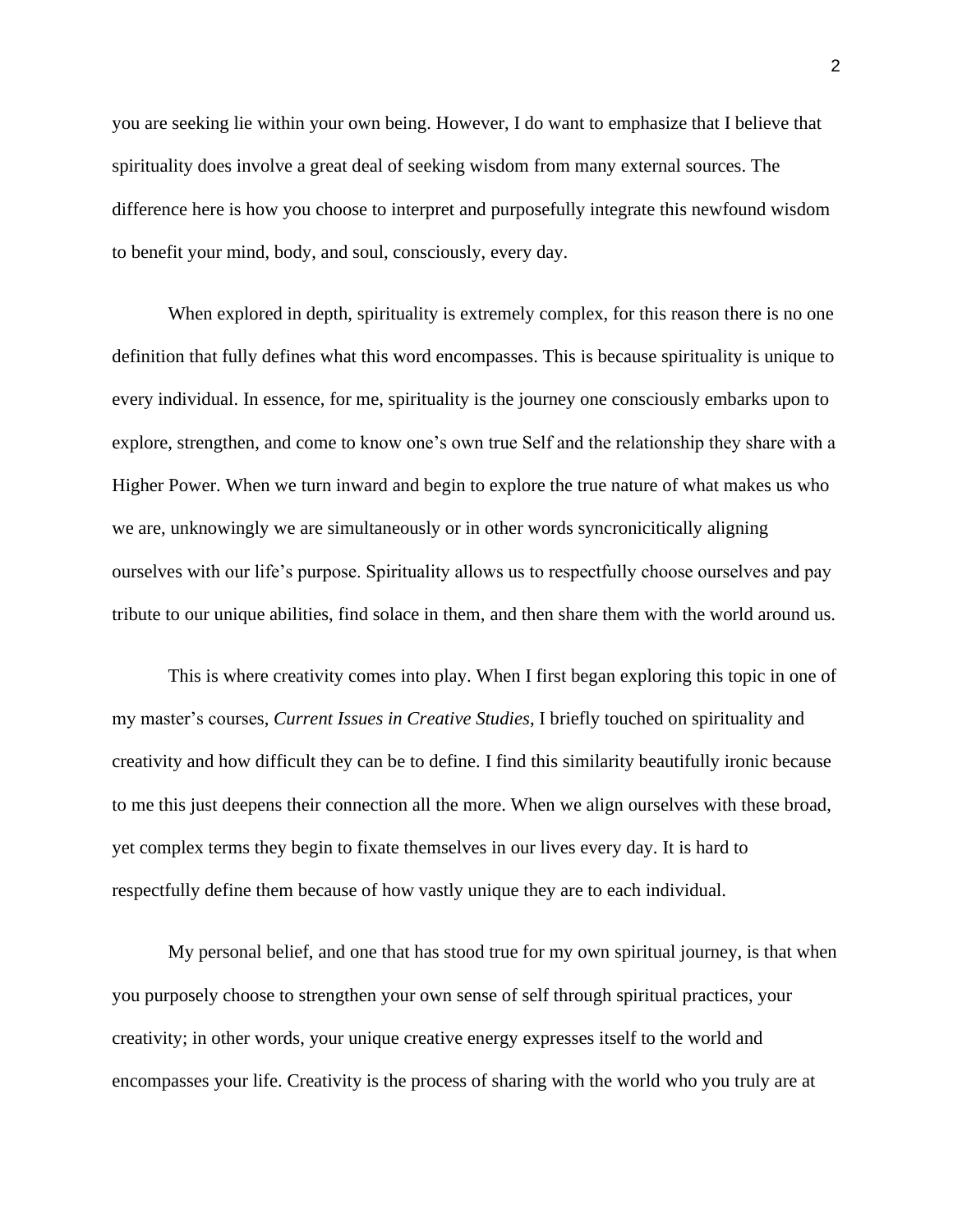you are seeking lie within your own being. However, I do want to emphasize that I believe that spirituality does involve a great deal of seeking wisdom from many external sources. The difference here is how you choose to interpret and purposefully integrate this newfound wisdom to benefit your mind, body, and soul, consciously, every day.

When explored in depth, spirituality is extremely complex, for this reason there is no one definition that fully defines what this word encompasses. This is because spirituality is unique to every individual. In essence, for me, spirituality is the journey one consciously embarks upon to explore, strengthen, and come to know one's own true Self and the relationship they share with a Higher Power. When we turn inward and begin to explore the true nature of what makes us who we are, unknowingly we are simultaneously or in other words syncronicitically aligning ourselves with our life's purpose. Spirituality allows us to respectfully choose ourselves and pay tribute to our unique abilities, find solace in them, and then share them with the world around us.

This is where creativity comes into play. When I first began exploring this topic in one of my master's courses, *Current Issues in Creative Studies*, I briefly touched on spirituality and creativity and how difficult they can be to define. I find this similarity beautifully ironic because to me this just deepens their connection all the more. When we align ourselves with these broad, yet complex terms they begin to fixate themselves in our lives every day. It is hard to respectfully define them because of how vastly unique they are to each individual.

My personal belief, and one that has stood true for my own spiritual journey, is that when you purposely choose to strengthen your own sense of self through spiritual practices, your creativity; in other words, your unique creative energy expresses itself to the world and encompasses your life. Creativity is the process of sharing with the world who you truly are at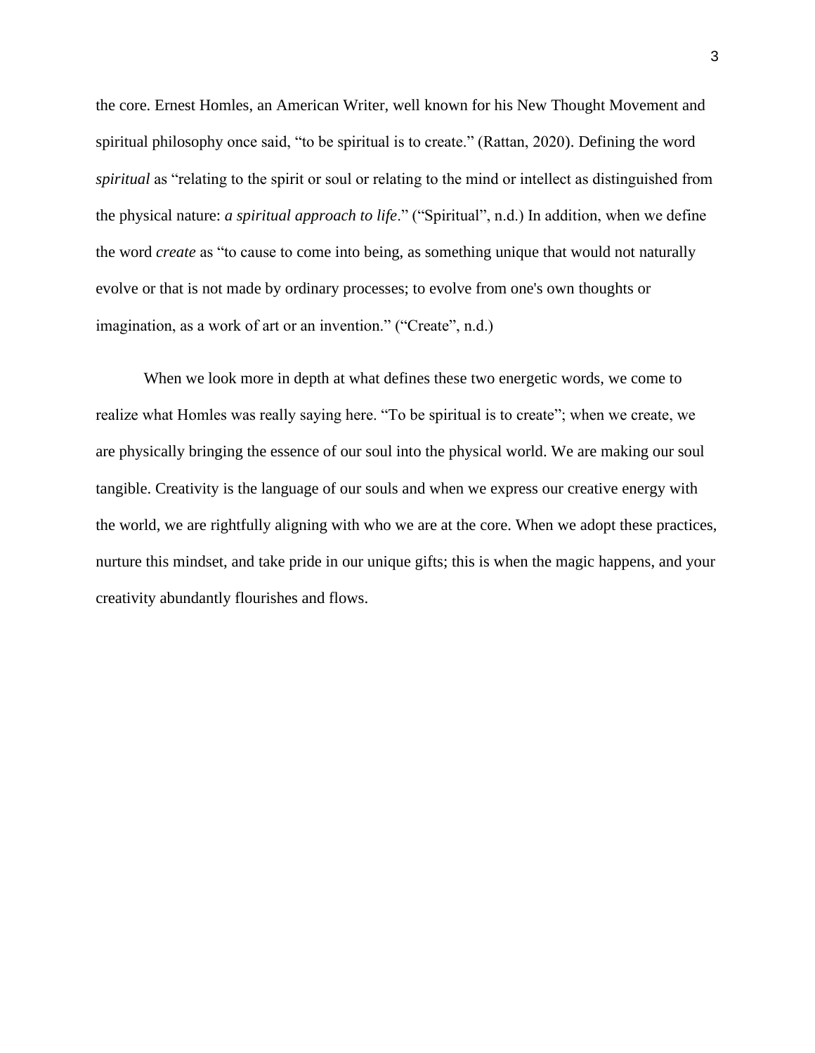the core. Ernest Homles, an American Writer, well known for his New Thought Movement and spiritual philosophy once said, "to be spiritual is to create." (Rattan, 2020). Defining the word *spiritual* as "relating to the spirit or soul or relating to the mind or intellect as distinguished from the physical nature: ***a spiritual approach to life***." ("Spiritual", n.d.) In addition, when we define the word *create* as "to cause to come into being, as something unique that would not naturally evolve or that is not made by ordinary processes; to evolve from one's own thoughts or imagination, as a work of art or an invention." ("Create", n.d.)

When we look more in depth at what defines these two energetic words, we come to realize what Homles was really saying here. "To be spiritual is to create"; when we create, we are physically bringing the essence of our soul into the physical world. We are making our soul tangible. Creativity is the language of our souls and when we express our creative energy with the world, we are rightfully aligning with who we are at the core. When we adopt these practices, nurture this mindset, and take pride in our unique gifts; this is when the magic happens, and your creativity abundantly flourishes and flows.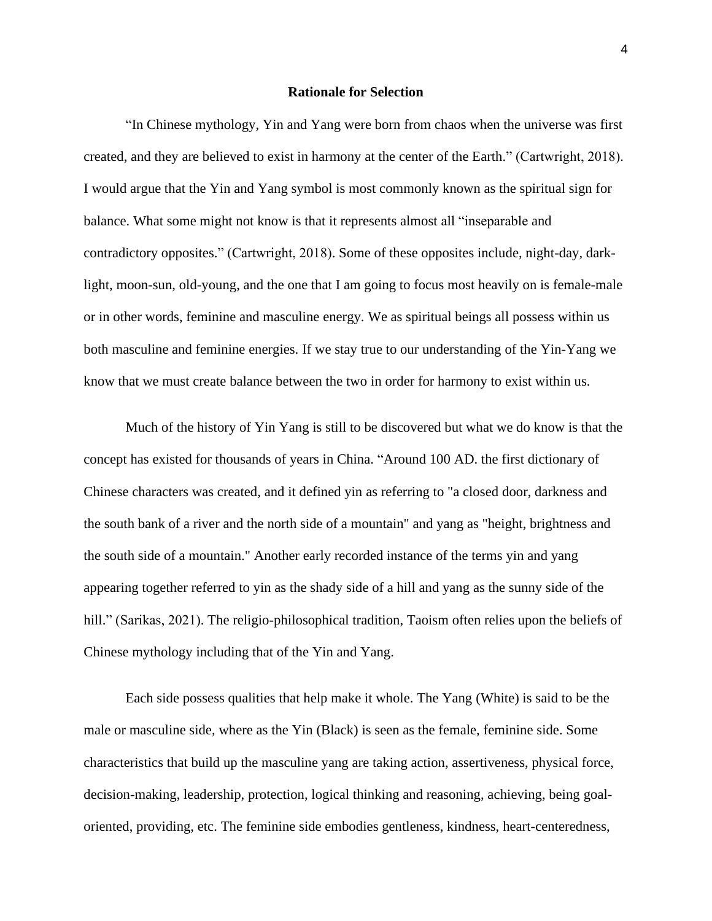## Rationale for Selection

"In Chinese mythology, Yin and Yang were born from chaos when the universe was first created, and they are believed to exist in harmony at the center of the Earth." (Cartwright, 2018). I would argue that the Yin and Yang symbol is most commonly known as the spiritual sign for balance. What some might not know is that it represents almost all "inseparable and contradictory opposites." (Cartwright, 2018). Some of these opposites include, night-day, dark-light, moon-sun, old-young, and the one that I am going to focus most heavily on is female-male or in other words, feminine and masculine energy. We as spiritual beings all possess within us both masculine and feminine energies. If we stay true to our understanding of the Yin-Yang we know that we must create balance between the two in order for harmony to exist within us.

Much of the history of Yin Yang is still to be discovered but what we do know is that the concept has existed for thousands of years in China. "Around 100 AD. the first dictionary of Chinese characters was created, and it defined yin as referring to "a closed door, darkness and the south bank of a river and the north side of a mountain" and yang as "height, brightness and the south side of a mountain." Another early recorded instance of the terms yin and yang appearing together referred to yin as the shady side of a hill and yang as the sunny side of the hill." (Sarikas, 2021). The religio-philosophical tradition, Taoism often relies upon the beliefs of Chinese mythology including that of the Yin and Yang.

Each side possess qualities that help make it whole. The Yang (White) is said to be the male or masculine side, where as the Yin (Black) is seen as the female, feminine side. Some characteristics that build up the masculine yang are taking action, assertiveness, physical force, decision-making, leadership, protection, logical thinking and reasoning, achieving, being goal-oriented, providing, etc. The feminine side embodies gentleness, kindness, heart-centeredness,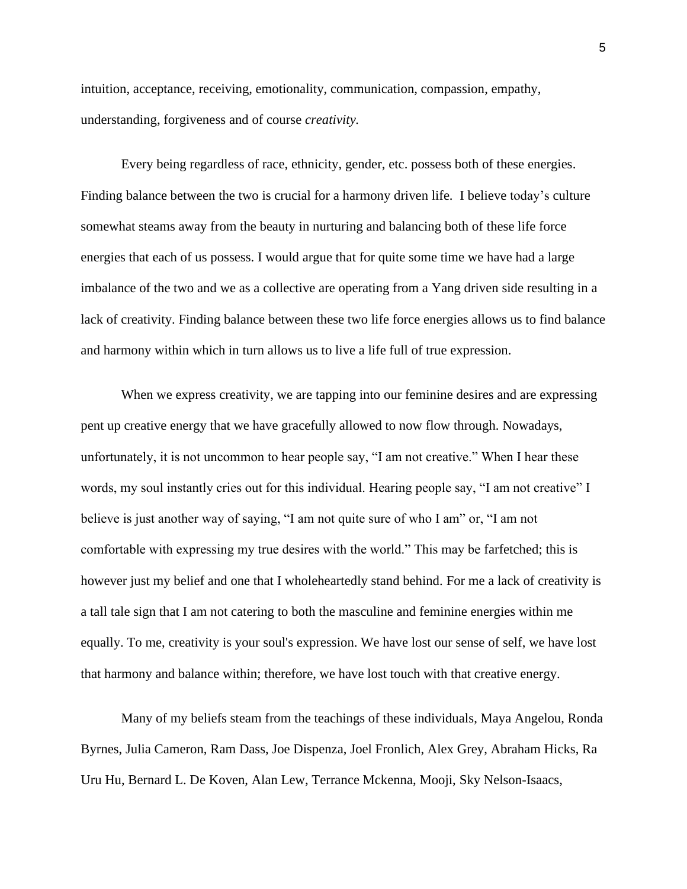intuition, acceptance, receiving, emotionality, communication, compassion, empathy, understanding, forgiveness and of course *creativity.*

Every being regardless of race, ethnicity, gender, etc. possess both of these energies. Finding balance between the two is crucial for a harmony driven life. I believe today's culture somewhat steams away from the beauty in nurturing and balancing both of these life force energies that each of us possess. I would argue that for quite some time we have had a large imbalance of the two and we as a collective are operating from a Yang driven side resulting in a lack of creativity. Finding balance between these two life force energies allows us to find balance and harmony within which in turn allows us to live a life full of true expression.

When we express creativity, we are tapping into our feminine desires and are expressing pent up creative energy that we have gracefully allowed to now flow through. Nowadays, unfortunately, it is not uncommon to hear people say, "I am not creative." When I hear these words, my soul instantly cries out for this individual. Hearing people say, "I am not creative" I believe is just another way of saying, "I am not quite sure of who I am" or, "I am not comfortable with expressing my true desires with the world." This may be farfetched; this is however just my belief and one that I wholeheartedly stand behind. For me a lack of creativity is a tall tale sign that I am not catering to both the masculine and feminine energies within me equally. To me, creativity is your soul's expression. We have lost our sense of self, we have lost that harmony and balance within; therefore, we have lost touch with that creative energy.

Many of my beliefs steam from the teachings of these individuals, Maya Angelou, Ronda Byrnes, Julia Cameron, Ram Dass, Joe Dispenza, Joel Fronlich, Alex Grey, Abraham Hicks, Ra Uru Hu, Bernard L. De Koven, Alan Lew, Terrance Mckenna, Mooji, Sky Nelson-Isaacs,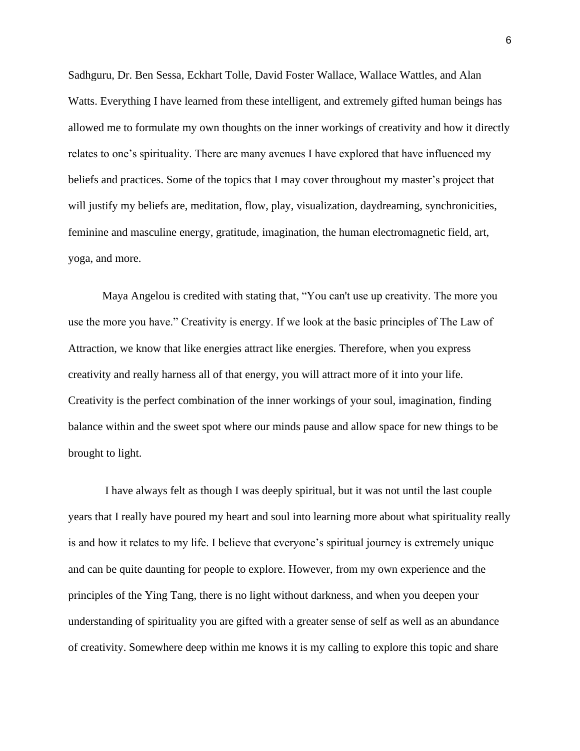Sadhguru, Dr. Ben Sessa, Eckhart Tolle, David Foster Wallace, Wallace Wattles, and Alan Watts. Everything I have learned from these intelligent, and extremely gifted human beings has allowed me to formulate my own thoughts on the inner workings of creativity and how it directly relates to one's spirituality. There are many avenues I have explored that have influenced my beliefs and practices. Some of the topics that I may cover throughout my master's project that will justify my beliefs are, meditation, flow, play, visualization, daydreaming, synchronicities, feminine and masculine energy, gratitude, imagination, the human electromagnetic field, art, yoga, and more.

Maya Angelou is credited with stating that, "You can't use up creativity. The more you use the more you have." Creativity is energy. If we look at the basic principles of The Law of Attraction, we know that like energies attract like energies. Therefore, when you express creativity and really harness all of that energy, you will attract more of it into your life. Creativity is the perfect combination of the inner workings of your soul, imagination, finding balance within and the sweet spot where our minds pause and allow space for new things to be brought to light.

I have always felt as though I was deeply spiritual, but it was not until the last couple years that I really have poured my heart and soul into learning more about what spirituality really is and how it relates to my life. I believe that everyone's spiritual journey is extremely unique and can be quite daunting for people to explore. However, from my own experience and the principles of the Ying Tang, there is no light without darkness, and when you deepen your understanding of spirituality you are gifted with a greater sense of self as well as an abundance of creativity. Somewhere deep within me knows it is my calling to explore this topic and share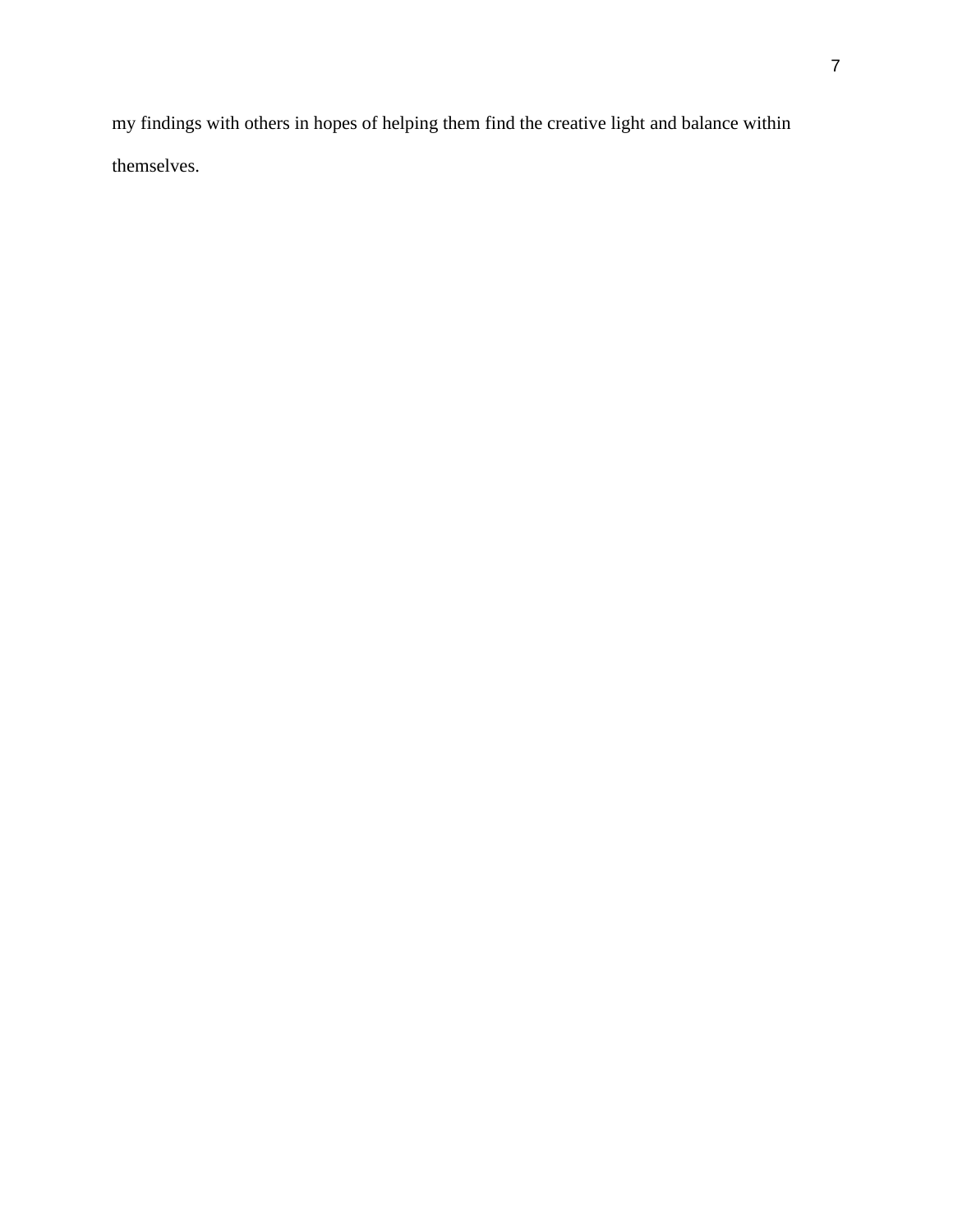my findings with others in hopes of helping them find the creative light and balance within themselves.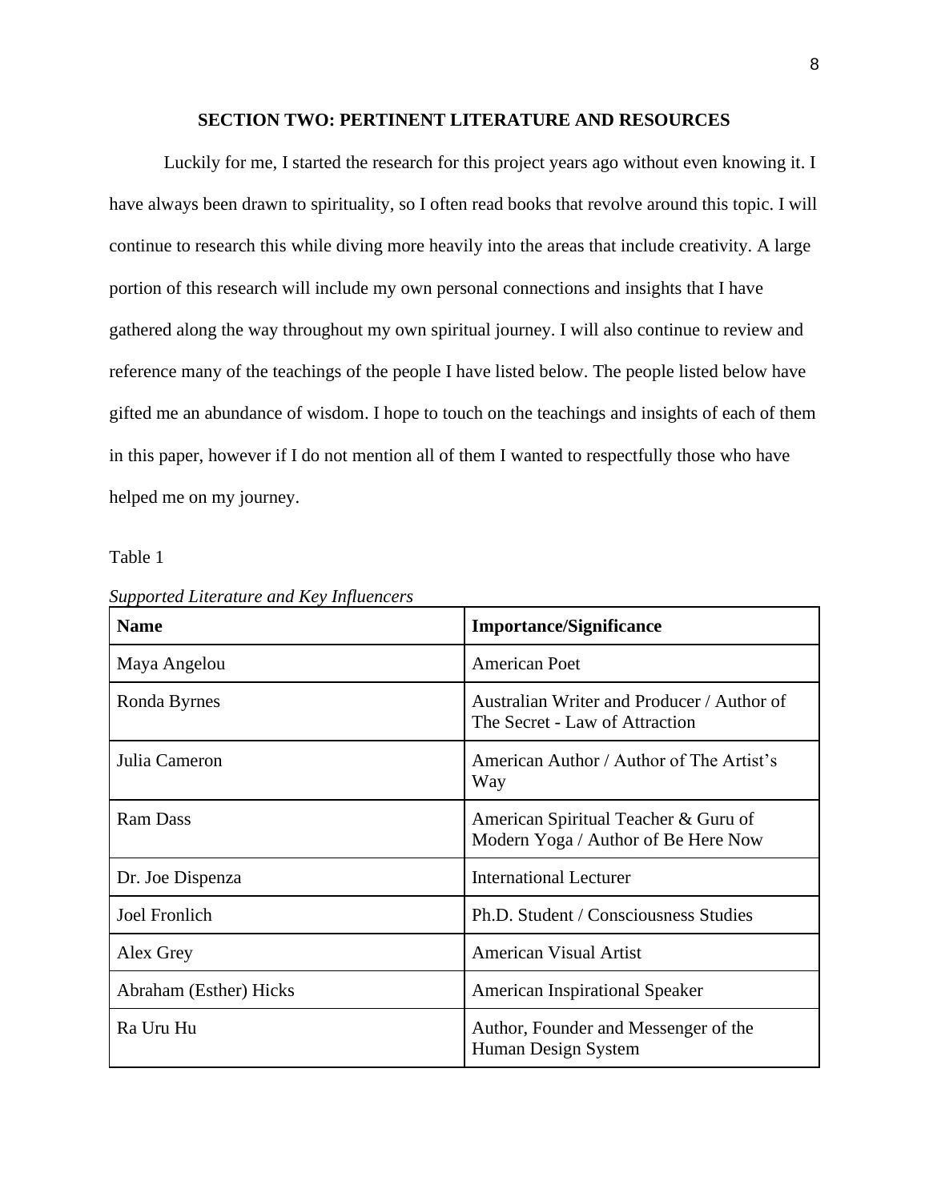## SECTION TWO: PERTINENT LITERATURE AND RESOURCES

Luckily for me, I started the research for this project years ago without even knowing it. I have always been drawn to spirituality, so I often read books that revolve around this topic. I will continue to research this while diving more heavily into the areas that include creativity. A large portion of this research will include my own personal connections and insights that I have gathered along the way throughout my own spiritual journey. I will also continue to review and reference many of the teachings of the people I have listed below. The people listed below have gifted me an abundance of wisdom. I hope to touch on the teachings and insights of each of them in this paper, however if I do not mention all of them I wanted to respectfully those who have helped me on my journey.

Table 1

*Supported Literature and Key Influencers*

| **Name** | **Importance/Significance** |
|---|---|
| Maya Angelou | American Poet |
| Ronda Byrnes | Australian Writer and Producer / Author of The Secret - Law of Attraction |
| Julia Cameron | American Author / Author of The Artist's Way |
| Ram Dass | American Spiritual Teacher & Guru of Modern Yoga / Author of Be Here Now |
| Dr. Joe Dispenza | International Lecturer |
| Joel Fronlich | Ph.D. Student / Consciousness Studies |
| Alex Grey | American Visual Artist |
| Abraham (Esther) Hicks | American Inspirational Speaker |
| Ra Uru Hu | Author, Founder and Messenger of the Human Design System |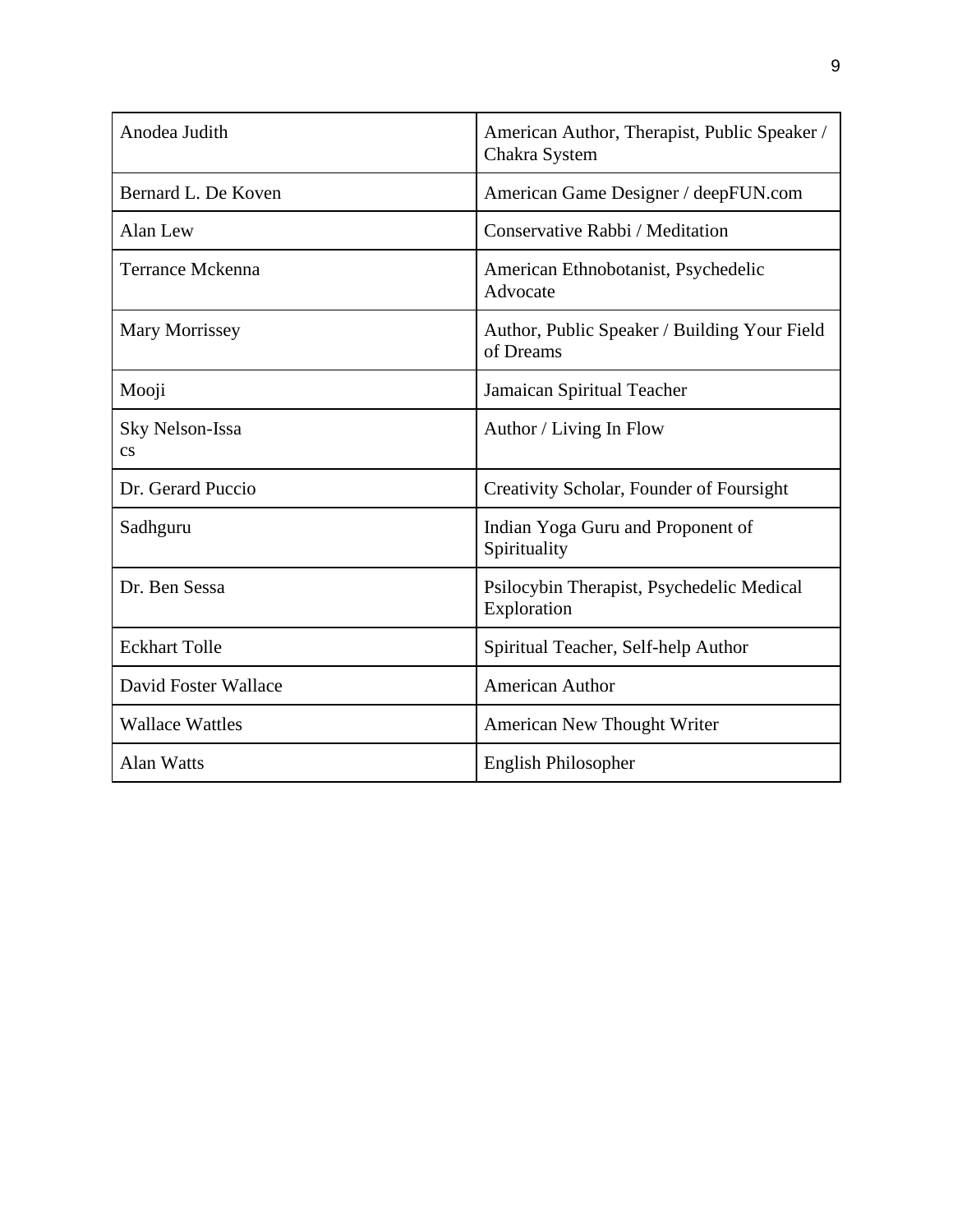| Anodea Judith | American Author, Therapist, Public Speaker / Chakra System |
|---|---|
| Bernard L. De Koven | American Game Designer / deepFUN.com |
| Alan Lew | Conservative Rabbi / Meditation |
| Terrance Mckenna | American Ethnobotanist, Psychedelic Advocate |
| Mary Morrissey | Author, Public Speaker / Building Your Field of Dreams |
| Mooji | Jamaican Spiritual Teacher |
| Sky Nelson-Issa cs | Author / Living In Flow |
| Dr. Gerard Puccio | Creativity Scholar, Founder of Foursight |
| Sadhguru | Indian Yoga Guru and Proponent of Spirituality |
| Dr. Ben Sessa | Psilocybin Therapist, Psychedelic Medical Exploration |
| Eckhart Tolle | Spiritual Teacher, Self-help Author |
| David Foster Wallace | American Author |
| Wallace Wattles | American New Thought Writer |
| Alan Watts | English Philosopher |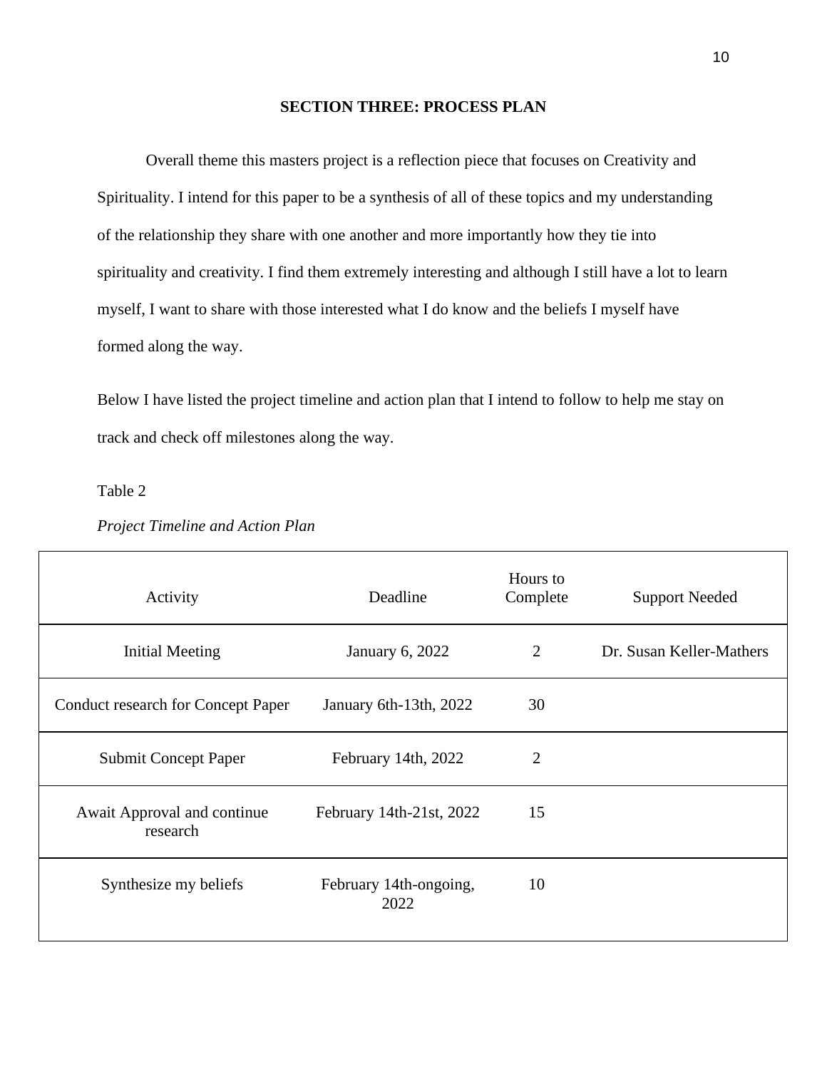## SECTION THREE: PROCESS PLAN

Overall theme this masters project is a reflection piece that focuses on Creativity and Spirituality. I intend for this paper to be a synthesis of all of these topics and my understanding of the relationship they share with one another and more importantly how they tie into spirituality and creativity. I find them extremely interesting and although I still have a lot to learn myself, I want to share with those interested what I do know and the beliefs I myself have formed along the way.

Below I have listed the project timeline and action plan that I intend to follow to help me stay on track and check off milestones along the way.

Table 2

*Project Timeline and Action Plan*

| Activity | Deadline | Hours to Complete | Support Needed |
|---|---|---|---|
| Initial Meeting | January 6, 2022 | 2 | Dr. Susan Keller-Mathers |
| Conduct research for Concept Paper | January 6th-13th, 2022 | 30 | |
| Submit Concept Paper | February 14th, 2022 | 2 | |
| Await Approval and continue research | February 14th-21st, 2022 | 15 | |
| Synthesize my beliefs | February 14th-ongoing, 2022 | 10 | |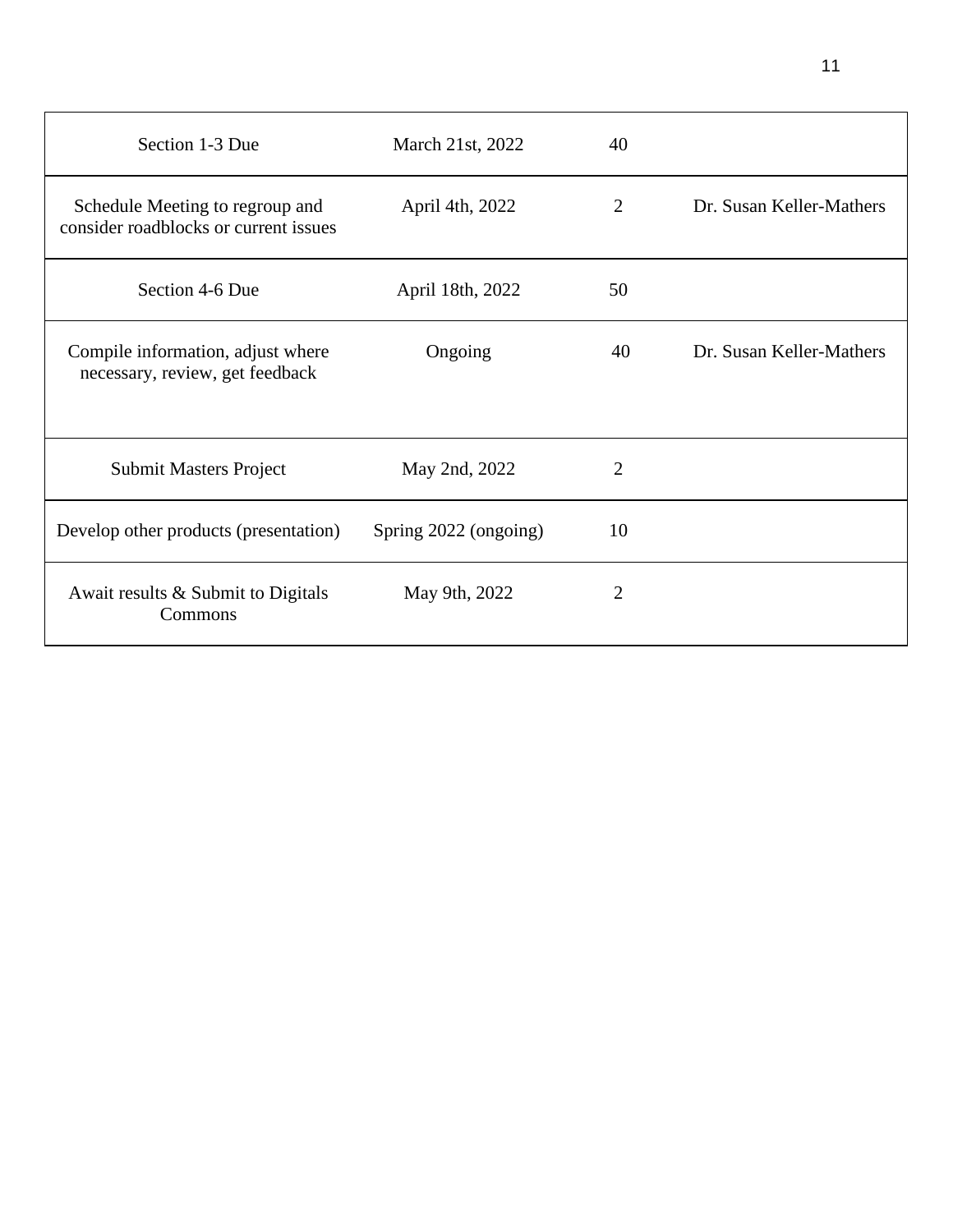| | | | |
|---|---|---|---|
| Section 1-3 Due | March 21st, 2022 | 40 | |
| Schedule Meeting to regroup and consider roadblocks or current issues | April 4th, 2022 | 2 | Dr. Susan Keller-Mathers |
| Section 4-6 Due | April 18th, 2022 | 50 | |
| Compile information, adjust where necessary, review, get feedback | Ongoing | 40 | Dr. Susan Keller-Mathers |
| Submit Masters Project | May 2nd, 2022 | 2 | |
| Develop other products (presentation) | Spring 2022 (ongoing) | 10 | |
| Await results & Submit to Digitals Commons | May 9th, 2022 | 2 | |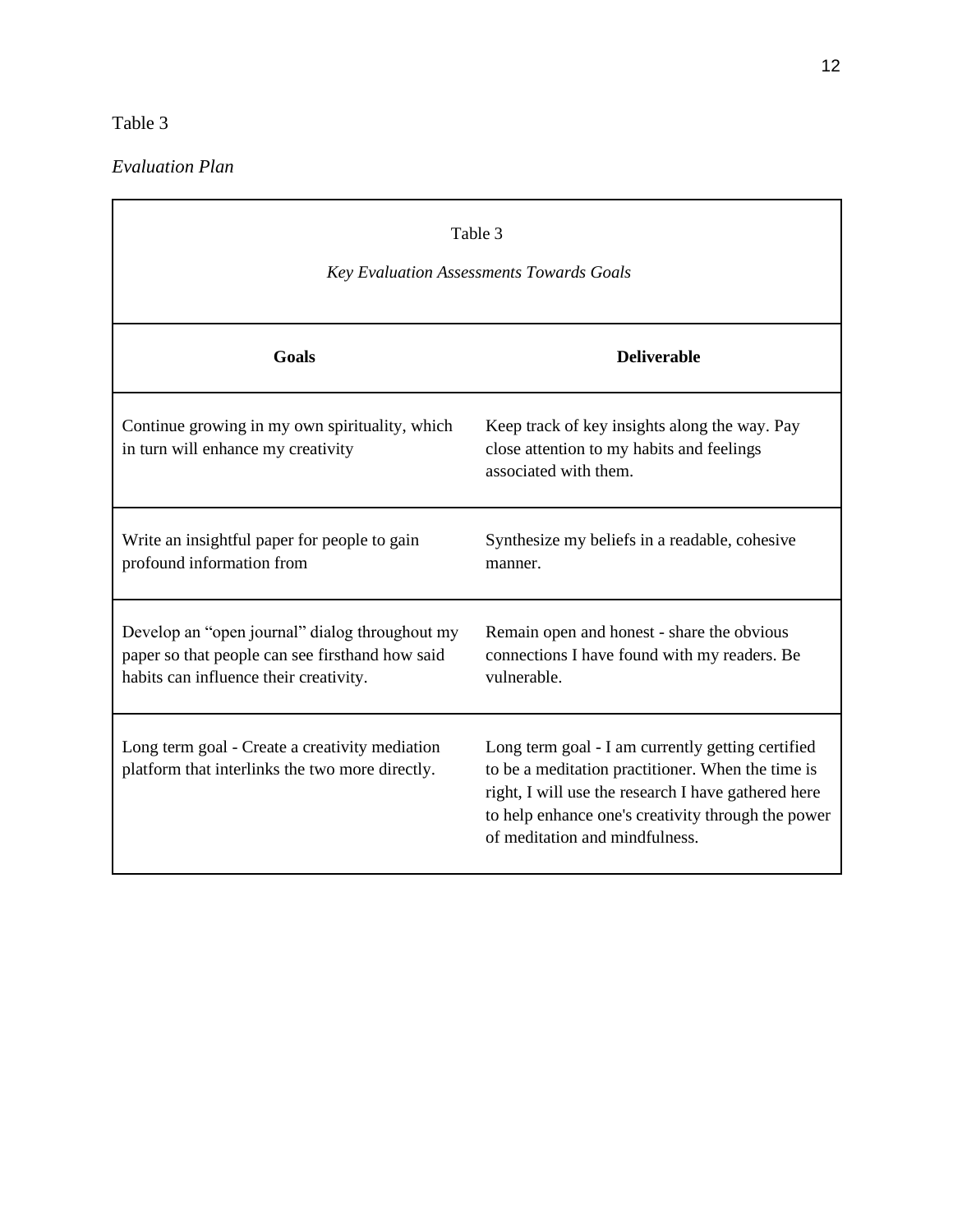Table 3

*Evaluation Plan*

| Table 3<br>*Key Evaluation Assessments Towards Goals* | |
|---|---|
| **Goals** | **Deliverable** |
| Continue growing in my own spirituality, which in turn will enhance my creativity | Keep track of key insights along the way. Pay close attention to my habits and feelings associated with them. |
| Write an insightful paper for people to gain profound information from | Synthesize my beliefs in a readable, cohesive manner. |
| Develop an "open journal" dialog throughout my paper so that people can see firsthand how said habits can influence their creativity. | Remain open and honest - share the obvious connections I have found with my readers. Be vulnerable. |
| Long term goal - Create a creativity mediation platform that interlinks the two more directly. | Long term goal - I am currently getting certified to be a meditation practitioner. When the time is right, I will use the research I have gathered here to help enhance one's creativity through the power of meditation and mindfulness. |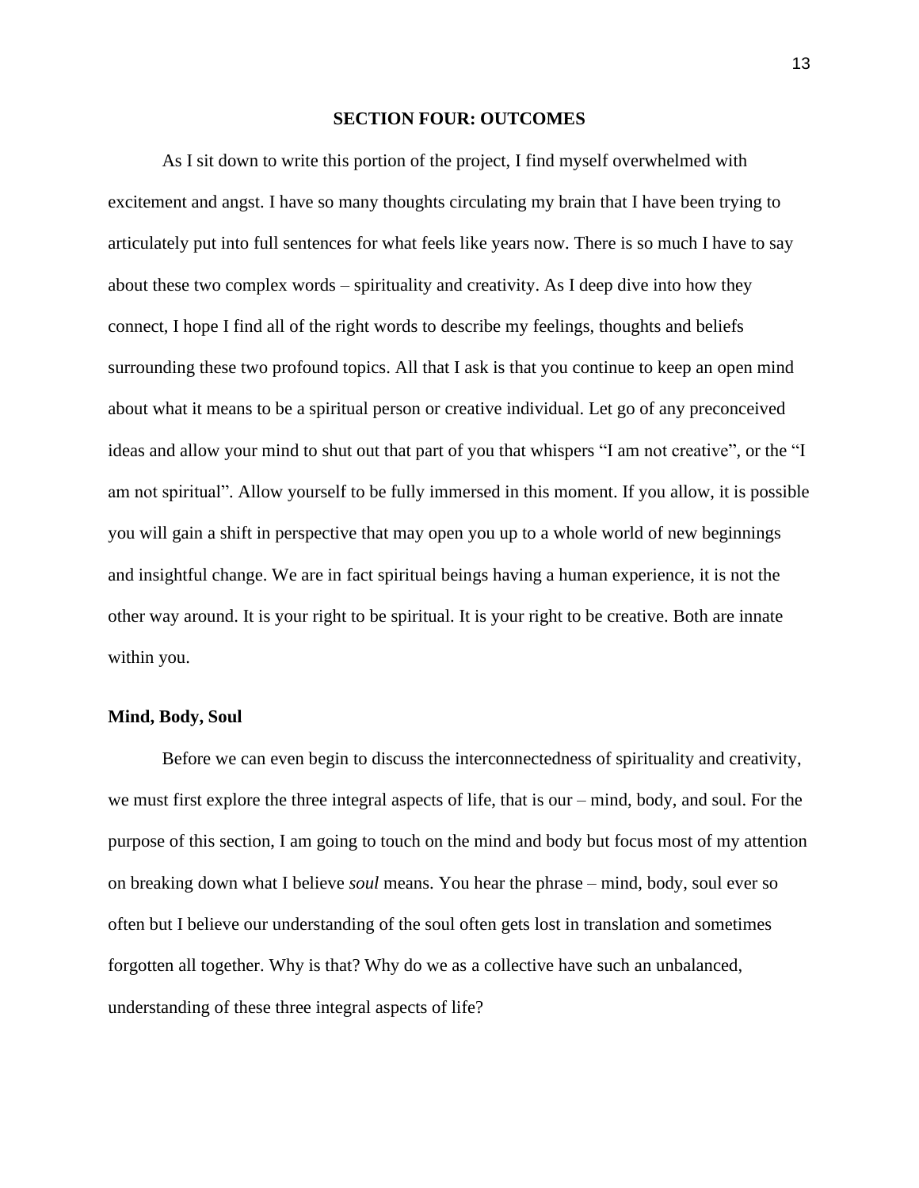## SECTION FOUR: OUTCOMES

As I sit down to write this portion of the project, I find myself overwhelmed with excitement and angst. I have so many thoughts circulating my brain that I have been trying to articulately put into full sentences for what feels like years now. There is so much I have to say about these two complex words – spirituality and creativity. As I deep dive into how they connect, I hope I find all of the right words to describe my feelings, thoughts and beliefs surrounding these two profound topics. All that I ask is that you continue to keep an open mind about what it means to be a spiritual person or creative individual. Let go of any preconceived ideas and allow your mind to shut out that part of you that whispers "I am not creative", or the "I am not spiritual". Allow yourself to be fully immersed in this moment. If you allow, it is possible you will gain a shift in perspective that may open you up to a whole world of new beginnings and insightful change. We are in fact spiritual beings having a human experience, it is not the other way around. It is your right to be spiritual. It is your right to be creative. Both are innate within you.

### Mind, Body, Soul

Before we can even begin to discuss the interconnectedness of spirituality and creativity, we must first explore the three integral aspects of life, that is our – mind, body, and soul. For the purpose of this section, I am going to touch on the mind and body but focus most of my attention on breaking down what I believe *soul* means. You hear the phrase – mind, body, soul ever so often but I believe our understanding of the soul often gets lost in translation and sometimes forgotten all together. Why is that? Why do we as a collective have such an unbalanced, understanding of these three integral aspects of life?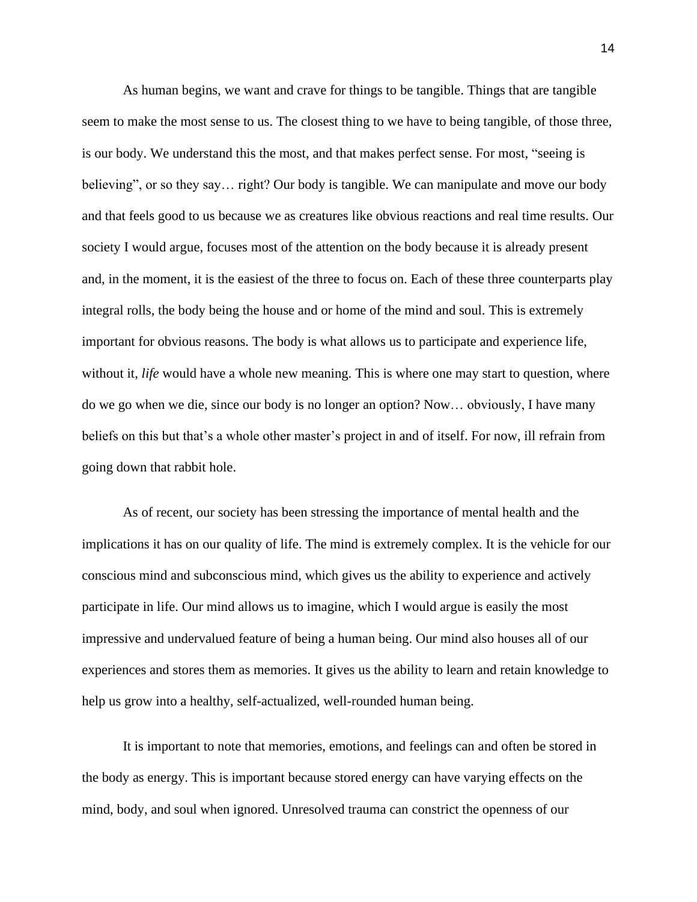As human begins, we want and crave for things to be tangible. Things that are tangible seem to make the most sense to us. The closest thing to we have to being tangible, of those three, is our body. We understand this the most, and that makes perfect sense. For most, "seeing is believing", or so they say… right? Our body is tangible. We can manipulate and move our body and that feels good to us because we as creatures like obvious reactions and real time results. Our society I would argue, focuses most of the attention on the body because it is already present and, in the moment, it is the easiest of the three to focus on. Each of these three counterparts play integral rolls, the body being the house and or home of the mind and soul. This is extremely important for obvious reasons. The body is what allows us to participate and experience life, without it, *life* would have a whole new meaning. This is where one may start to question, where do we go when we die, since our body is no longer an option? Now… obviously, I have many beliefs on this but that's a whole other master's project in and of itself. For now, ill refrain from going down that rabbit hole.

As of recent, our society has been stressing the importance of mental health and the implications it has on our quality of life. The mind is extremely complex. It is the vehicle for our conscious mind and subconscious mind, which gives us the ability to experience and actively participate in life. Our mind allows us to imagine, which I would argue is easily the most impressive and undervalued feature of being a human being. Our mind also houses all of our experiences and stores them as memories. It gives us the ability to learn and retain knowledge to help us grow into a healthy, self-actualized, well-rounded human being.

It is important to note that memories, emotions, and feelings can and often be stored in the body as energy. This is important because stored energy can have varying effects on the mind, body, and soul when ignored. Unresolved trauma can constrict the openness of our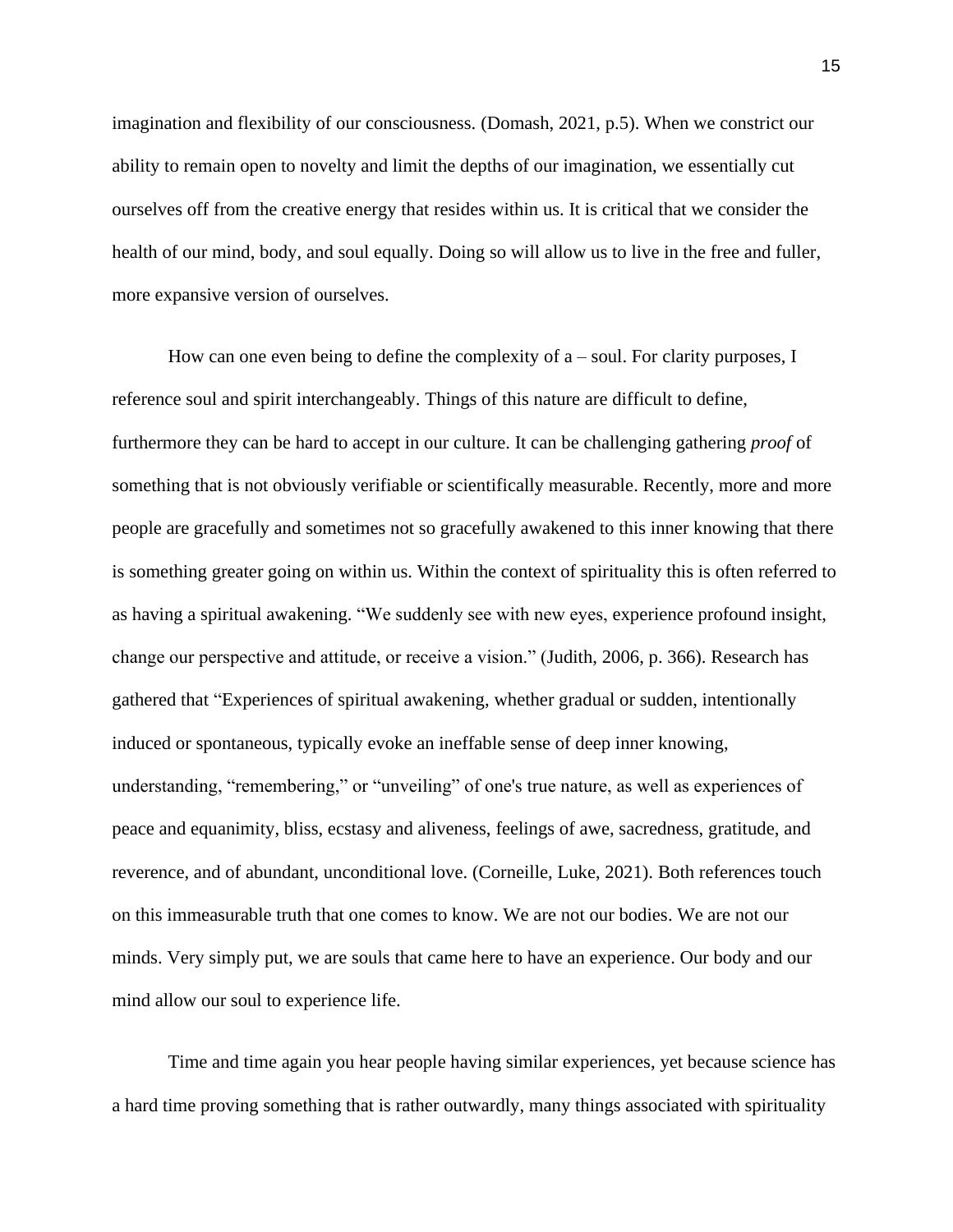imagination and flexibility of our consciousness. (Domash, 2021, p.5). When we constrict our ability to remain open to novelty and limit the depths of our imagination, we essentially cut ourselves off from the creative energy that resides within us. It is critical that we consider the health of our mind, body, and soul equally. Doing so will allow us to live in the free and fuller, more expansive version of ourselves.

How can one even being to define the complexity of a – soul. For clarity purposes, I reference soul and spirit interchangeably. Things of this nature are difficult to define, furthermore they can be hard to accept in our culture. It can be challenging gathering *proof* of something that is not obviously verifiable or scientifically measurable. Recently, more and more people are gracefully and sometimes not so gracefully awakened to this inner knowing that there is something greater going on within us. Within the context of spirituality this is often referred to as having a spiritual awakening. "We suddenly see with new eyes, experience profound insight, change our perspective and attitude, or receive a vision." (Judith, 2006, p. 366). Research has gathered that "Experiences of spiritual awakening, whether gradual or sudden, intentionally induced or spontaneous, typically evoke an ineffable sense of deep inner knowing, understanding, "remembering," or "unveiling" of one's true nature, as well as experiences of peace and equanimity, bliss, ecstasy and aliveness, feelings of awe, sacredness, gratitude, and reverence, and of abundant, unconditional love. (Corneille, Luke, 2021). Both references touch on this immeasurable truth that one comes to know. We are not our bodies. We are not our minds. Very simply put, we are souls that came here to have an experience. Our body and our mind allow our soul to experience life.

Time and time again you hear people having similar experiences, yet because science has a hard time proving something that is rather outwardly, many things associated with spirituality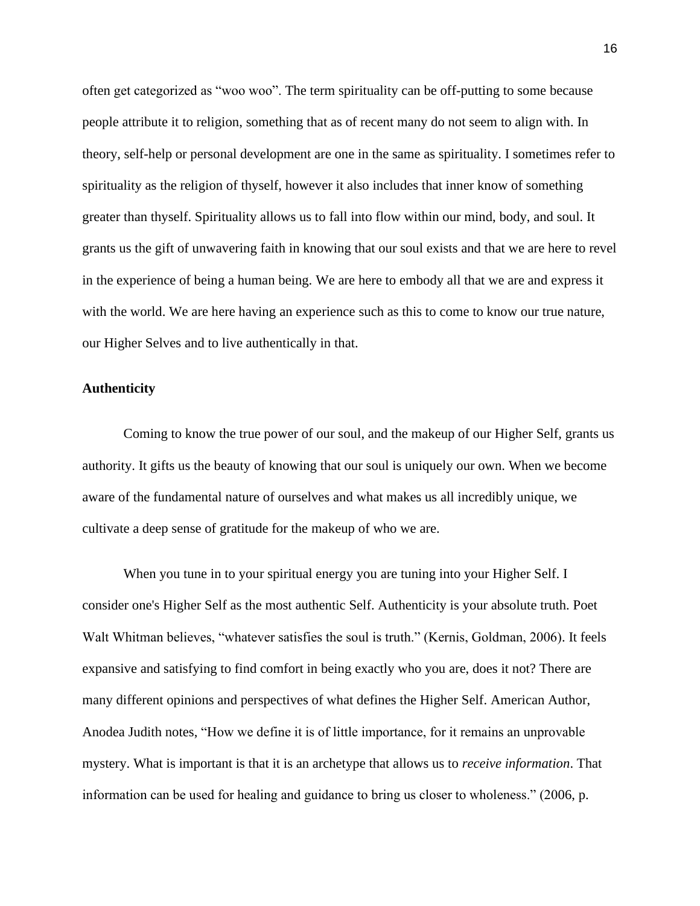often get categorized as "woo woo". The term spirituality can be off-putting to some because people attribute it to religion, something that as of recent many do not seem to align with. In theory, self-help or personal development are one in the same as spirituality. I sometimes refer to spirituality as the religion of thyself, however it also includes that inner know of something greater than thyself. Spirituality allows us to fall into flow within our mind, body, and soul. It grants us the gift of unwavering faith in knowing that our soul exists and that we are here to revel in the experience of being a human being. We are here to embody all that we are and express it with the world. We are here having an experience such as this to come to know our true nature, our Higher Selves and to live authentically in that.

**Authenticity**

Coming to know the true power of our soul, and the makeup of our Higher Self, grants us authority. It gifts us the beauty of knowing that our soul is uniquely our own. When we become aware of the fundamental nature of ourselves and what makes us all incredibly unique, we cultivate a deep sense of gratitude for the makeup of who we are.

When you tune in to your spiritual energy you are tuning into your Higher Self. I consider one's Higher Self as the most authentic Self. Authenticity is your absolute truth. Poet Walt Whitman believes, "whatever satisfies the soul is truth." (Kernis, Goldman, 2006). It feels expansive and satisfying to find comfort in being exactly who you are, does it not? There are many different opinions and perspectives of what defines the Higher Self. American Author, Anodea Judith notes, "How we define it is of little importance, for it remains an unprovable mystery. What is important is that it is an archetype that allows us to *receive information*. That information can be used for healing and guidance to bring us closer to wholeness." (2006, p.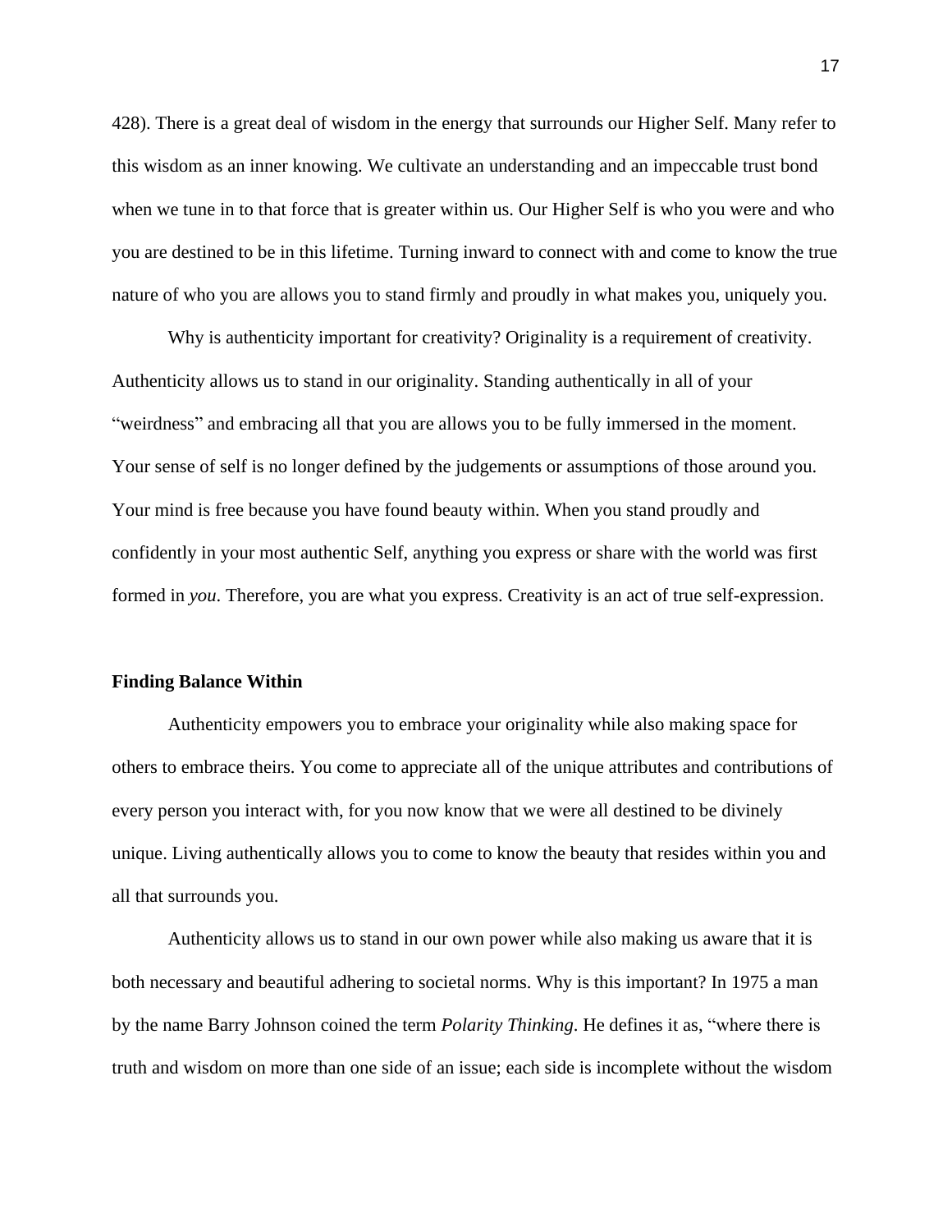428). There is a great deal of wisdom in the energy that surrounds our Higher Self. Many refer to this wisdom as an inner knowing. We cultivate an understanding and an impeccable trust bond when we tune in to that force that is greater within us. Our Higher Self is who you were and who you are destined to be in this lifetime. Turning inward to connect with and come to know the true nature of who you are allows you to stand firmly and proudly in what makes you, uniquely you.

Why is authenticity important for creativity? Originality is a requirement of creativity. Authenticity allows us to stand in our originality. Standing authentically in all of your "weirdness" and embracing all that you are allows you to be fully immersed in the moment. Your sense of self is no longer defined by the judgements or assumptions of those around you. Your mind is free because you have found beauty within. When you stand proudly and confidently in your most authentic Self, anything you express or share with the world was first formed in *you*. Therefore, you are what you express. Creativity is an act of true self-expression.

**Finding Balance Within**

Authenticity empowers you to embrace your originality while also making space for others to embrace theirs. You come to appreciate all of the unique attributes and contributions of every person you interact with, for you now know that we were all destined to be divinely unique. Living authentically allows you to come to know the beauty that resides within you and all that surrounds you.

Authenticity allows us to stand in our own power while also making us aware that it is both necessary and beautiful adhering to societal norms. Why is this important? In 1975 a man by the name Barry Johnson coined the term *Polarity Thinking*. He defines it as, "where there is truth and wisdom on more than one side of an issue; each side is incomplete without the wisdom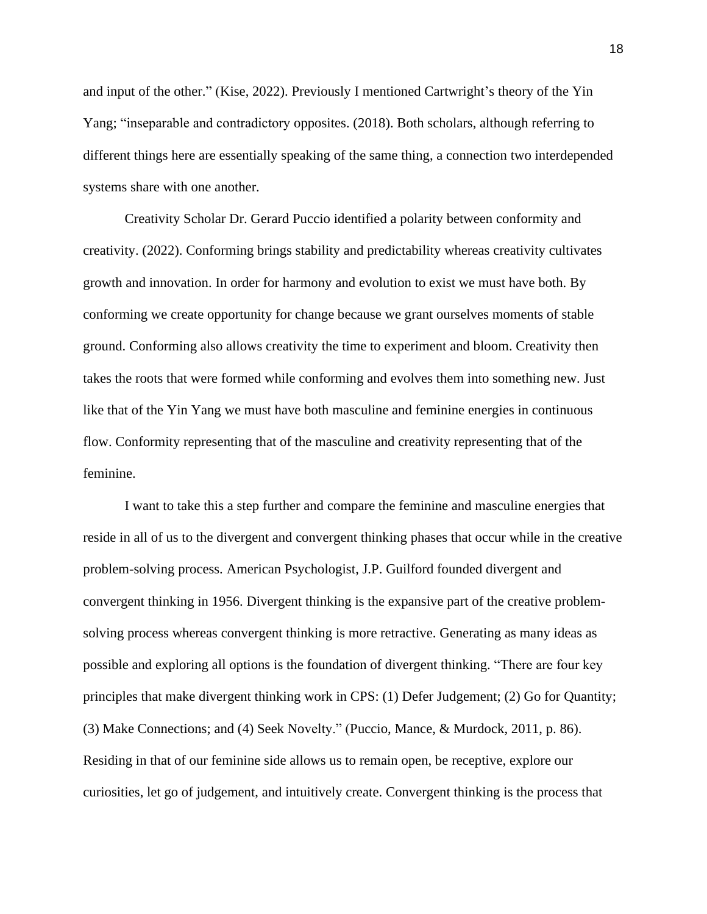and input of the other." (Kise, 2022). Previously I mentioned Cartwright's theory of the Yin Yang; "inseparable and contradictory opposites. (2018). Both scholars, although referring to different things here are essentially speaking of the same thing, a connection two interdepended systems share with one another.

Creativity Scholar Dr. Gerard Puccio identified a polarity between conformity and creativity. (2022). Conforming brings stability and predictability whereas creativity cultivates growth and innovation. In order for harmony and evolution to exist we must have both. By conforming we create opportunity for change because we grant ourselves moments of stable ground. Conforming also allows creativity the time to experiment and bloom. Creativity then takes the roots that were formed while conforming and evolves them into something new. Just like that of the Yin Yang we must have both masculine and feminine energies in continuous flow. Conformity representing that of the masculine and creativity representing that of the feminine.

I want to take this a step further and compare the feminine and masculine energies that reside in all of us to the divergent and convergent thinking phases that occur while in the creative problem-solving process. American Psychologist, J.P. Guilford founded divergent and convergent thinking in 1956. Divergent thinking is the expansive part of the creative problem-solving process whereas convergent thinking is more retractive. Generating as many ideas as possible and exploring all options is the foundation of divergent thinking. "There are four key principles that make divergent thinking work in CPS: (1) Defer Judgement; (2) Go for Quantity; (3) Make Connections; and (4) Seek Novelty." (Puccio, Mance, & Murdock, 2011, p. 86). Residing in that of our feminine side allows us to remain open, be receptive, explore our curiosities, let go of judgement, and intuitively create. Convergent thinking is the process that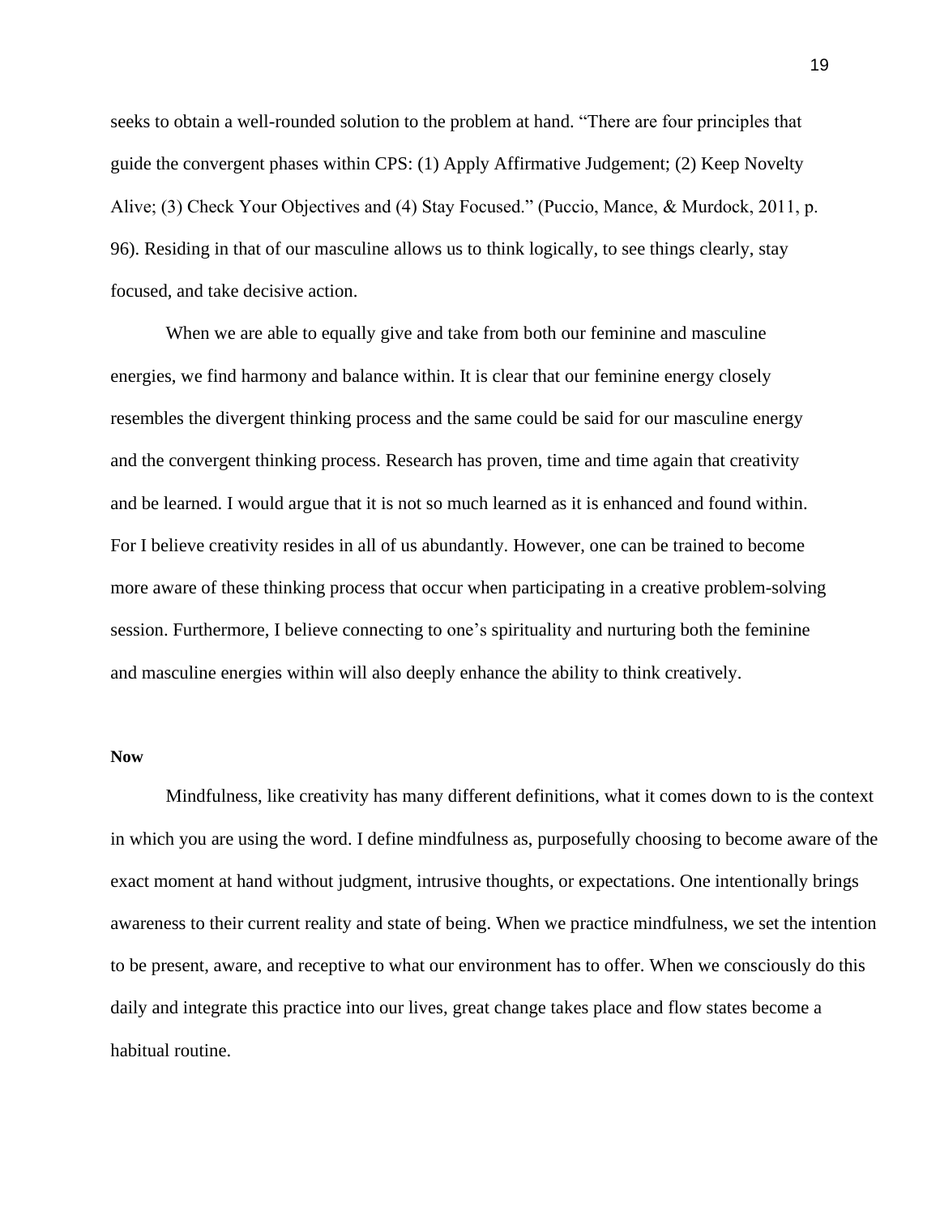seeks to obtain a well-rounded solution to the problem at hand. "There are four principles that guide the convergent phases within CPS: (1) Apply Affirmative Judgement; (2) Keep Novelty Alive; (3) Check Your Objectives and (4) Stay Focused." (Puccio, Mance, & Murdock, 2011, p. 96). Residing in that of our masculine allows us to think logically, to see things clearly, stay focused, and take decisive action.

When we are able to equally give and take from both our feminine and masculine energies, we find harmony and balance within. It is clear that our feminine energy closely resembles the divergent thinking process and the same could be said for our masculine energy and the convergent thinking process. Research has proven, time and time again that creativity and be learned. I would argue that it is not so much learned as it is enhanced and found within. For I believe creativity resides in all of us abundantly. However, one can be trained to become more aware of these thinking process that occur when participating in a creative problem-solving session. Furthermore, I believe connecting to one's spirituality and nurturing both the feminine and masculine energies within will also deeply enhance the ability to think creatively.

**Now**

Mindfulness, like creativity has many different definitions, what it comes down to is the context in which you are using the word. I define mindfulness as, purposefully choosing to become aware of the exact moment at hand without judgment, intrusive thoughts, or expectations. One intentionally brings awareness to their current reality and state of being. When we practice mindfulness, we set the intention to be present, aware, and receptive to what our environment has to offer. When we consciously do this daily and integrate this practice into our lives, great change takes place and flow states become a habitual routine.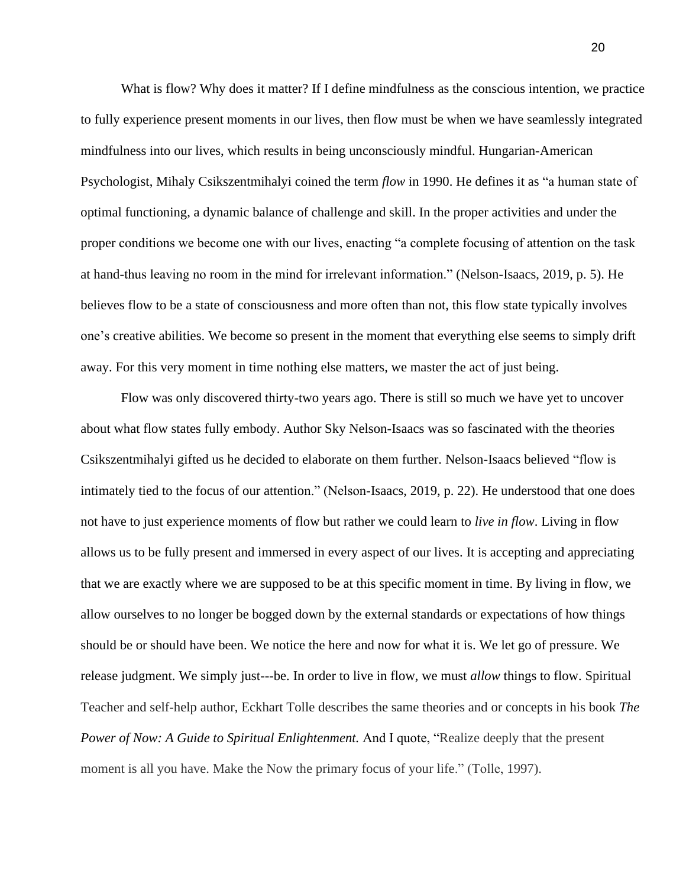What is flow? Why does it matter? If I define mindfulness as the conscious intention, we practice to fully experience present moments in our lives, then flow must be when we have seamlessly integrated mindfulness into our lives, which results in being unconsciously mindful. Hungarian-American Psychologist, Mihaly Csikszentmihalyi coined the term *flow* in 1990. He defines it as "a human state of optimal functioning, a dynamic balance of challenge and skill. In the proper activities and under the proper conditions we become one with our lives, enacting "a complete focusing of attention on the task at hand-thus leaving no room in the mind for irrelevant information." (Nelson-Isaacs, 2019, p. 5). He believes flow to be a state of consciousness and more often than not, this flow state typically involves one's creative abilities. We become so present in the moment that everything else seems to simply drift away. For this very moment in time nothing else matters, we master the act of just being.

Flow was only discovered thirty-two years ago. There is still so much we have yet to uncover about what flow states fully embody. Author Sky Nelson-Isaacs was so fascinated with the theories Csikszentmihalyi gifted us he decided to elaborate on them further. Nelson-Isaacs believed "flow is intimately tied to the focus of our attention." (Nelson-Isaacs, 2019, p. 22). He understood that one does not have to just experience moments of flow but rather we could learn to *live in flow*. Living in flow allows us to be fully present and immersed in every aspect of our lives. It is accepting and appreciating that we are exactly where we are supposed to be at this specific moment in time. By living in flow, we allow ourselves to no longer be bogged down by the external standards or expectations of how things should be or should have been. We notice the here and now for what it is. We let go of pressure. We release judgment. We simply just---be. In order to live in flow, we must *allow* things to flow. Spiritual Teacher and self-help author, Eckhart Tolle describes the same theories and or concepts in his book *The Power of Now: A Guide to Spiritual Enlightenment.* And I quote, "Realize deeply that the present moment is all you have. Make the Now the primary focus of your life." (Tolle, 1997).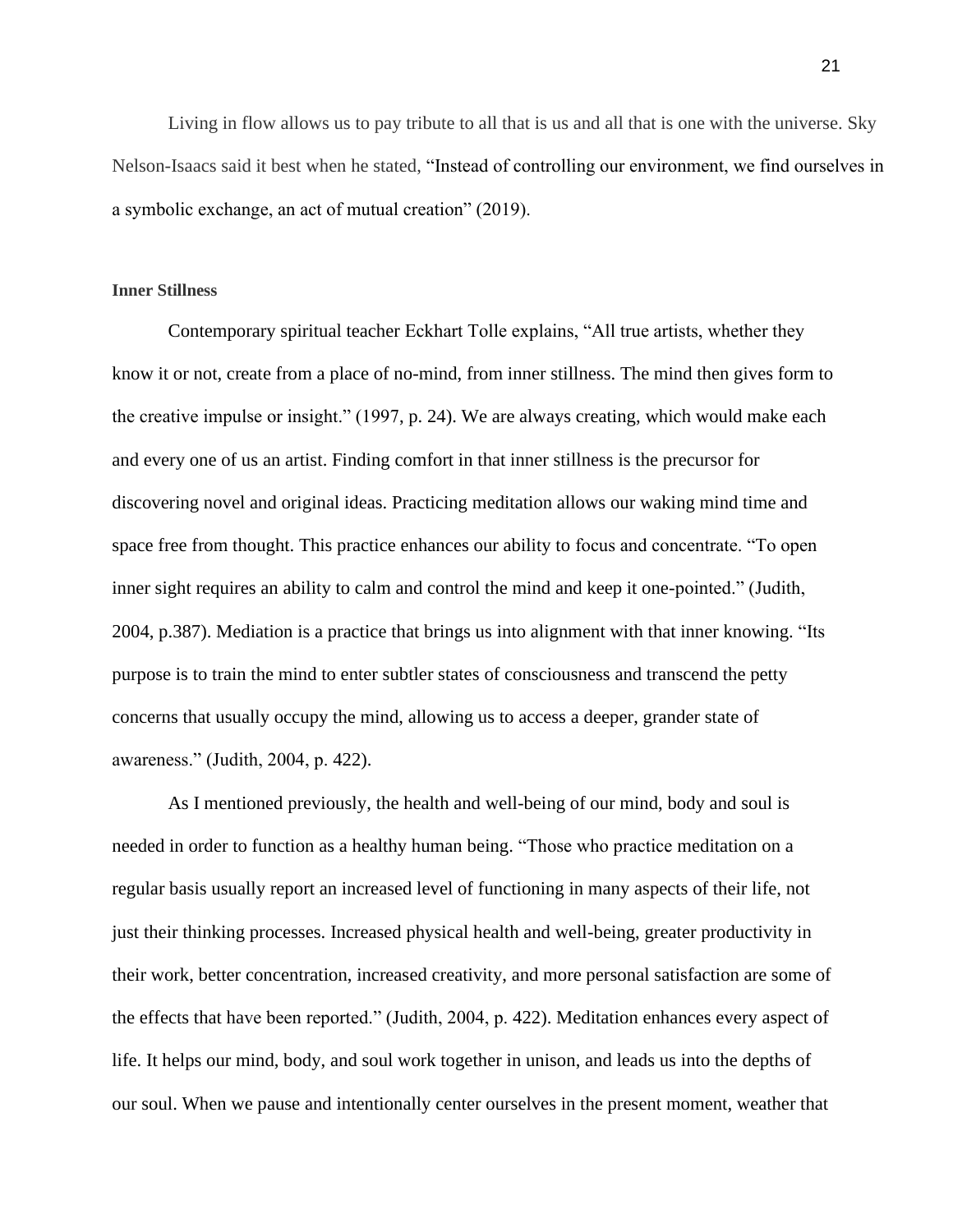Living in flow allows us to pay tribute to all that is us and all that is one with the universe. Sky Nelson-Isaacs said it best when he stated, "Instead of controlling our environment, we find ourselves in a symbolic exchange, an act of mutual creation" (2019).

**Inner Stillness**

Contemporary spiritual teacher Eckhart Tolle explains, "All true artists, whether they know it or not, create from a place of no-mind, from inner stillness. The mind then gives form to the creative impulse or insight." (1997, p. 24). We are always creating, which would make each and every one of us an artist. Finding comfort in that inner stillness is the precursor for discovering novel and original ideas. Practicing meditation allows our waking mind time and space free from thought. This practice enhances our ability to focus and concentrate. "To open inner sight requires an ability to calm and control the mind and keep it one-pointed." (Judith, 2004, p.387). Mediation is a practice that brings us into alignment with that inner knowing. "Its purpose is to train the mind to enter subtler states of consciousness and transcend the petty concerns that usually occupy the mind, allowing us to access a deeper, grander state of awareness." (Judith, 2004, p. 422).

As I mentioned previously, the health and well-being of our mind, body and soul is needed in order to function as a healthy human being. "Those who practice meditation on a regular basis usually report an increased level of functioning in many aspects of their life, not just their thinking processes. Increased physical health and well-being, greater productivity in their work, better concentration, increased creativity, and more personal satisfaction are some of the effects that have been reported." (Judith, 2004, p. 422). Meditation enhances every aspect of life. It helps our mind, body, and soul work together in unison, and leads us into the depths of our soul. When we pause and intentionally center ourselves in the present moment, weather that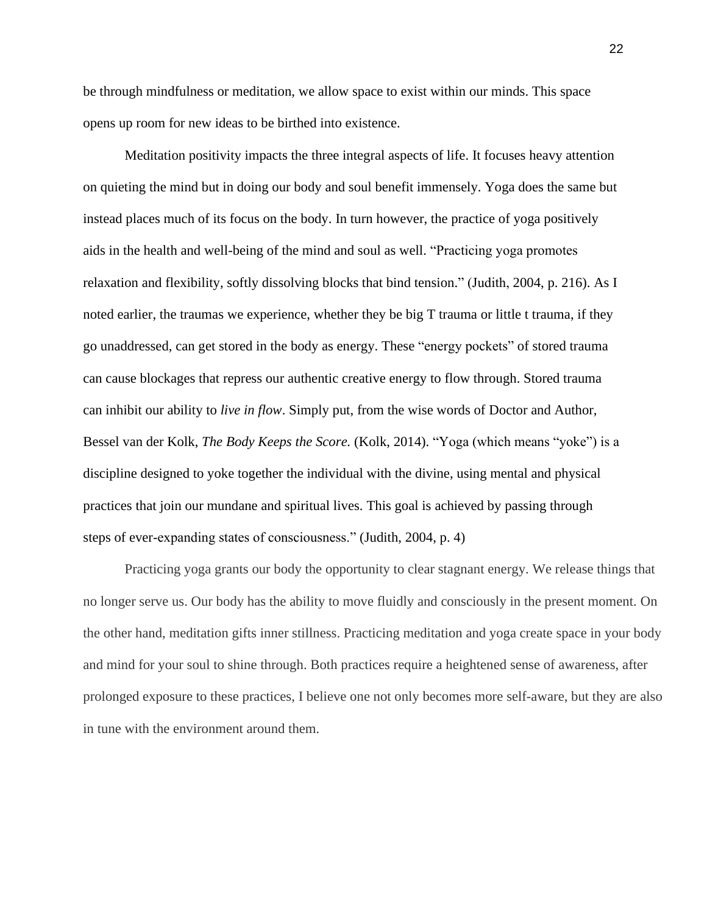be through mindfulness or meditation, we allow space to exist within our minds. This space opens up room for new ideas to be birthed into existence.

Meditation positivity impacts the three integral aspects of life. It focuses heavy attention on quieting the mind but in doing our body and soul benefit immensely. Yoga does the same but instead places much of its focus on the body. In turn however, the practice of yoga positively aids in the health and well-being of the mind and soul as well. “Practicing yoga promotes relaxation and flexibility, softly dissolving blocks that bind tension.” (Judith, 2004, p. 216). As I noted earlier, the traumas we experience, whether they be big T trauma or little t trauma, if they go unaddressed, can get stored in the body as energy. These “energy pockets” of stored trauma can cause blockages that repress our authentic creative energy to flow through. Stored trauma can inhibit our ability to *live in flow*. Simply put, from the wise words of Doctor and Author, Bessel van der Kolk, *The Body Keeps the Score.* (Kolk, 2014). “Yoga (which means “yoke”) is a discipline designed to yoke together the individual with the divine, using mental and physical practices that join our mundane and spiritual lives. This goal is achieved by passing through steps of ever-expanding states of consciousness.” (Judith, 2004, p. 4)

Practicing yoga grants our body the opportunity to clear stagnant energy. We release things that no longer serve us. Our body has the ability to move fluidly and consciously in the present moment. On the other hand, meditation gifts inner stillness. Practicing meditation and yoga create space in your body and mind for your soul to shine through. Both practices require a heightened sense of awareness, after prolonged exposure to these practices, I believe one not only becomes more self-aware, but they are also in tune with the environment around them.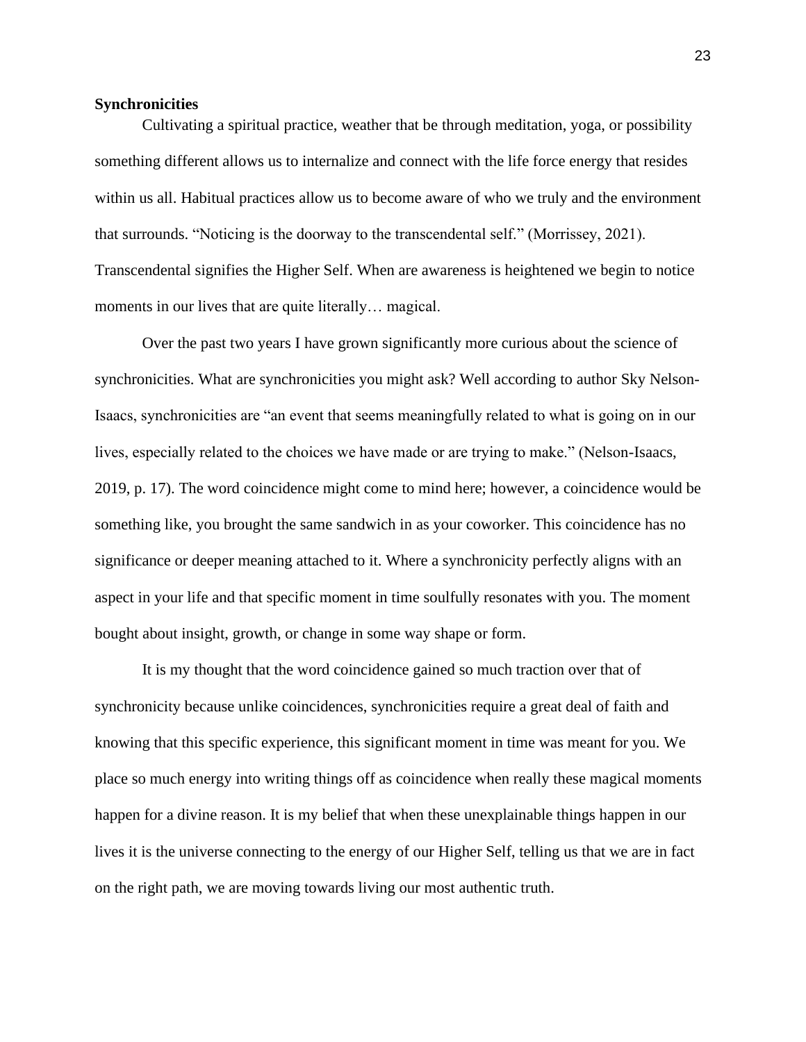**Synchronicities**

Cultivating a spiritual practice, weather that be through meditation, yoga, or possibility something different allows us to internalize and connect with the life force energy that resides within us all. Habitual practices allow us to become aware of who we truly and the environment that surrounds. “Noticing is the doorway to the transcendental self.” (Morrissey, 2021). Transcendental signifies the Higher Self. When are awareness is heightened we begin to notice moments in our lives that are quite literally… magical.

Over the past two years I have grown significantly more curious about the science of synchronicities. What are synchronicities you might ask? Well according to author Sky Nelson-Isaacs, synchronicities are “an event that seems meaningfully related to what is going on in our lives, especially related to the choices we have made or are trying to make.” (Nelson-Isaacs, 2019, p. 17). The word coincidence might come to mind here; however, a coincidence would be something like, you brought the same sandwich in as your coworker. This coincidence has no significance or deeper meaning attached to it. Where a synchronicity perfectly aligns with an aspect in your life and that specific moment in time soulfully resonates with you. The moment bought about insight, growth, or change in some way shape or form.

It is my thought that the word coincidence gained so much traction over that of synchronicity because unlike coincidences, synchronicities require a great deal of faith and knowing that this specific experience, this significant moment in time was meant for you. We place so much energy into writing things off as coincidence when really these magical moments happen for a divine reason. It is my belief that when these unexplainable things happen in our lives it is the universe connecting to the energy of our Higher Self, telling us that we are in fact on the right path, we are moving towards living our most authentic truth.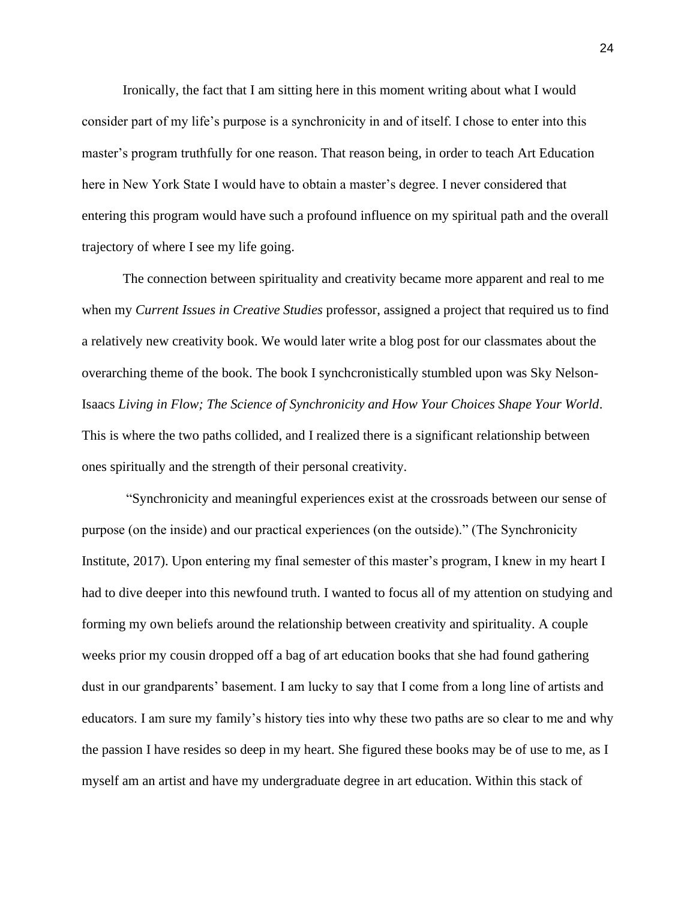Ironically, the fact that I am sitting here in this moment writing about what I would consider part of my life's purpose is a synchronicity in and of itself. I chose to enter into this master's program truthfully for one reason. That reason being, in order to teach Art Education here in New York State I would have to obtain a master's degree. I never considered that entering this program would have such a profound influence on my spiritual path and the overall trajectory of where I see my life going.

The connection between spirituality and creativity became more apparent and real to me when my *Current Issues in Creative Studies* professor, assigned a project that required us to find a relatively new creativity book. We would later write a blog post for our classmates about the overarching theme of the book. The book I synchcronistically stumbled upon was Sky Nelson-Isaacs *Living in Flow; The Science of Synchronicity and How Your Choices Shape Your World*. This is where the two paths collided, and I realized there is a significant relationship between ones spiritually and the strength of their personal creativity.

"Synchronicity and meaningful experiences exist at the crossroads between our sense of purpose (on the inside) and our practical experiences (on the outside)." (The Synchronicity Institute, 2017). Upon entering my final semester of this master's program, I knew in my heart I had to dive deeper into this newfound truth. I wanted to focus all of my attention on studying and forming my own beliefs around the relationship between creativity and spirituality. A couple weeks prior my cousin dropped off a bag of art education books that she had found gathering dust in our grandparents' basement. I am lucky to say that I come from a long line of artists and educators. I am sure my family's history ties into why these two paths are so clear to me and why the passion I have resides so deep in my heart. She figured these books may be of use to me, as I myself am an artist and have my undergraduate degree in art education. Within this stack of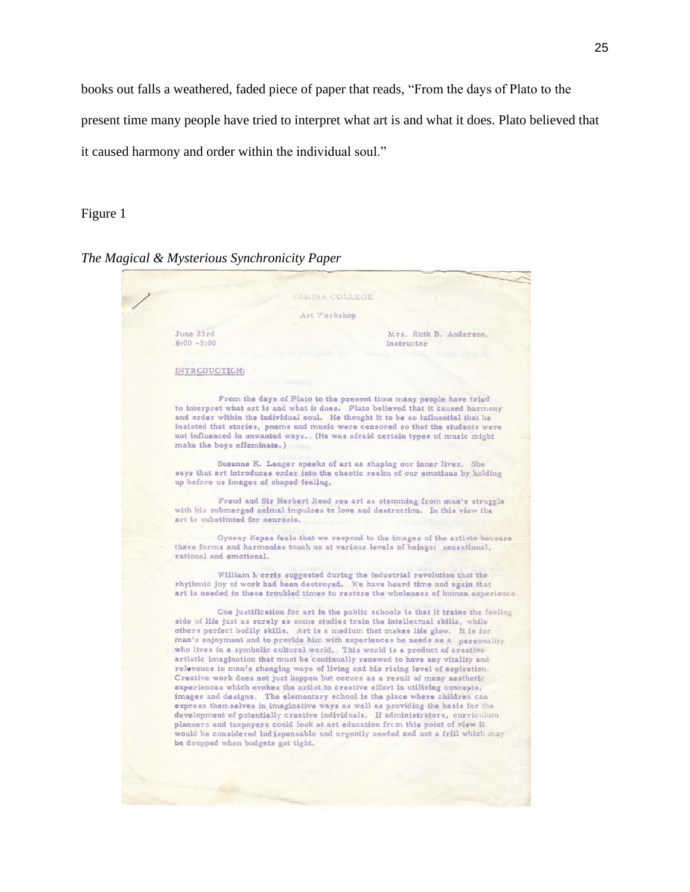books out falls a weathered, faded piece of paper that reads, "From the days of Plato to the present time many people have tried to interpret what art is and what it does. Plato believed that it caused harmony and order within the individual soul."

Figure 1

*The Magical & Mysterious Synchronicity Paper*

ELMIRA COLLEGE

Art Workshop

June 23rd
8:00 - 3:00

Mrs. Ruth B. Anderson,
Instructor

INTRODUCTION:

From the days of Plato to the present time many people have tried to interpret what art is and what it does. Plato believed that it caused harmony and order within the individual soul. He thought it to be so influential that he insisted that stories, poems and music were censored so that the students were not influenced in unwanted ways. (He was afraid certain types of music might make the boys effeminate.)

Susanne K. Langer speaks of art as shaping our inner lives. She says that art introduces order into the chaotic realm of our emotions by holding up before us images of shaped feeling.

Freud and Sir Herbert Read see art as stemming from man's struggle with his submerged animal impulses to love and destruction. In this view the art is substituted for neurosis.

Gyoray Kepes feels that we respond to the images of the artists because these forms and harmonies touch us at various levels of beings: sensational, rational and emotional.

William Morris suggested during the industrial revolution that the rhythmic joy of work had been destroyed. We have heard time and again that art is needed in these troubled times to restore the wholeness of human experience.

One justification for art in the public schools is that it trains the feeling side of life just as surely as some studies train the intellectual skills, while others perfect bodily skills. Art is a medium that makes life glow. It is for man's enjoyment and to provide him with experiences he needs as a personality who lives in a symbolic cultural world. This world is a product of creative artistic imagination that must be continually renewed to have any vitality and relevance to man's changing ways of living and his rising level of aspiration. Creative work does not just happen but occurs as a result of many aesthetic experiences which evokes the artist to creative effort in utilizing concepts, images and designs. The elementary school is the place where children can express themselves in imaginative ways as well as providing the basis for the development of potentially creative individuals. If administrators, curriculum planners and taxpayers could look at art education from this point of view it would be considered indispensable and urgently needed and not a frill which may be dropped when budgets get tight.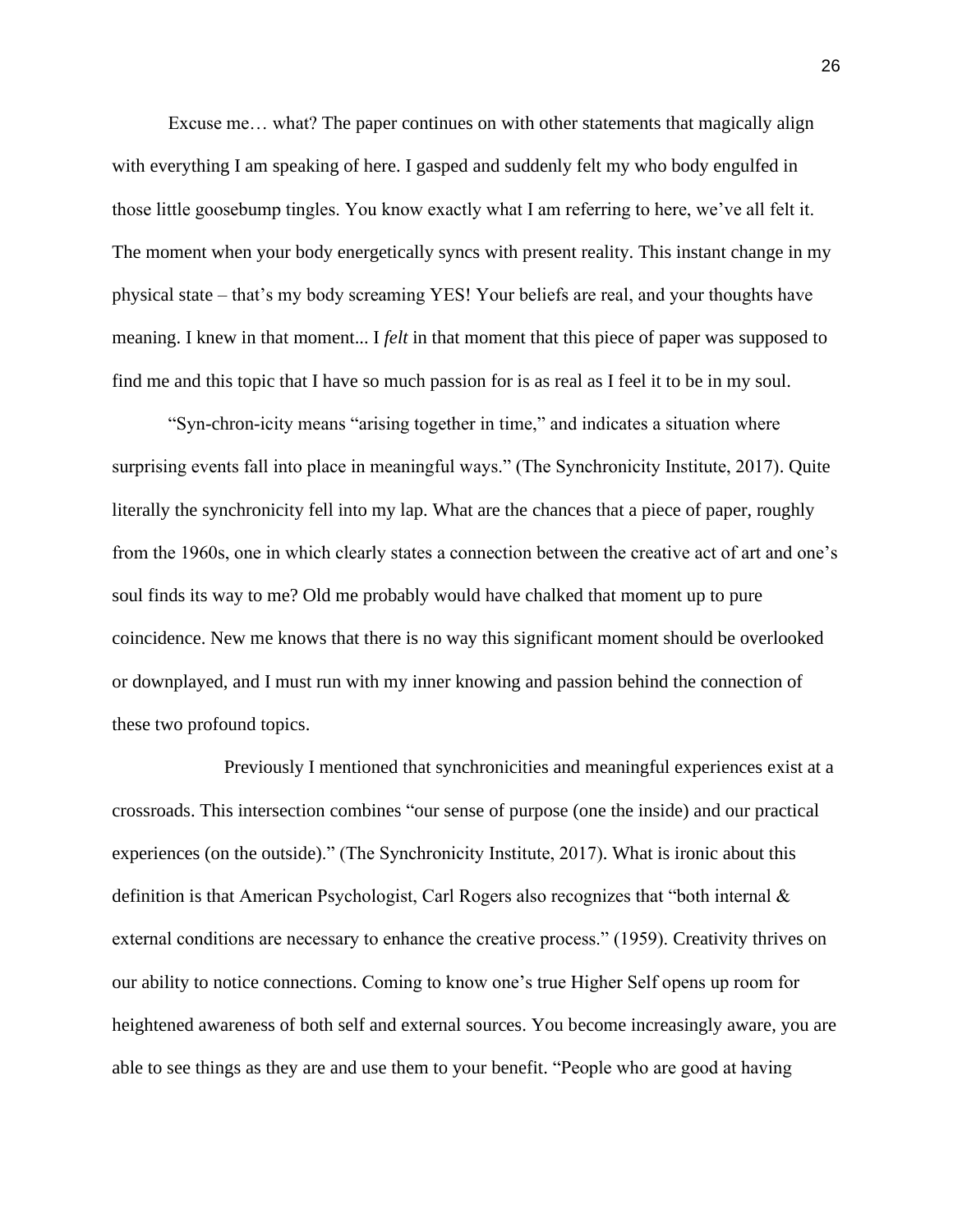Excuse me… what? The paper continues on with other statements that magically align with everything I am speaking of here. I gasped and suddenly felt my who body engulfed in those little goosebump tingles. You know exactly what I am referring to here, we've all felt it. The moment when your body energetically syncs with present reality. This instant change in my physical state – that's my body screaming YES! Your beliefs are real, and your thoughts have meaning. I knew in that moment... I *felt* in that moment that this piece of paper was supposed to find me and this topic that I have so much passion for is as real as I feel it to be in my soul.

"Syn-chron-icity means "arising together in time," and indicates a situation where surprising events fall into place in meaningful ways." (The Synchronicity Institute, 2017). Quite literally the synchronicity fell into my lap. What are the chances that a piece of paper, roughly from the 1960s, one in which clearly states a connection between the creative act of art and one's soul finds its way to me? Old me probably would have chalked that moment up to pure coincidence. New me knows that there is no way this significant moment should be overlooked or downplayed, and I must run with my inner knowing and passion behind the connection of these two profound topics.

Previously I mentioned that synchronicities and meaningful experiences exist at a crossroads. This intersection combines "our sense of purpose (one the inside) and our practical experiences (on the outside)." (The Synchronicity Institute, 2017). What is ironic about this definition is that American Psychologist, Carl Rogers also recognizes that "both internal & external conditions are necessary to enhance the creative process." (1959). Creativity thrives on our ability to notice connections. Coming to know one's true Higher Self opens up room for heightened awareness of both self and external sources. You become increasingly aware, you are able to see things as they are and use them to your benefit. "People who are good at having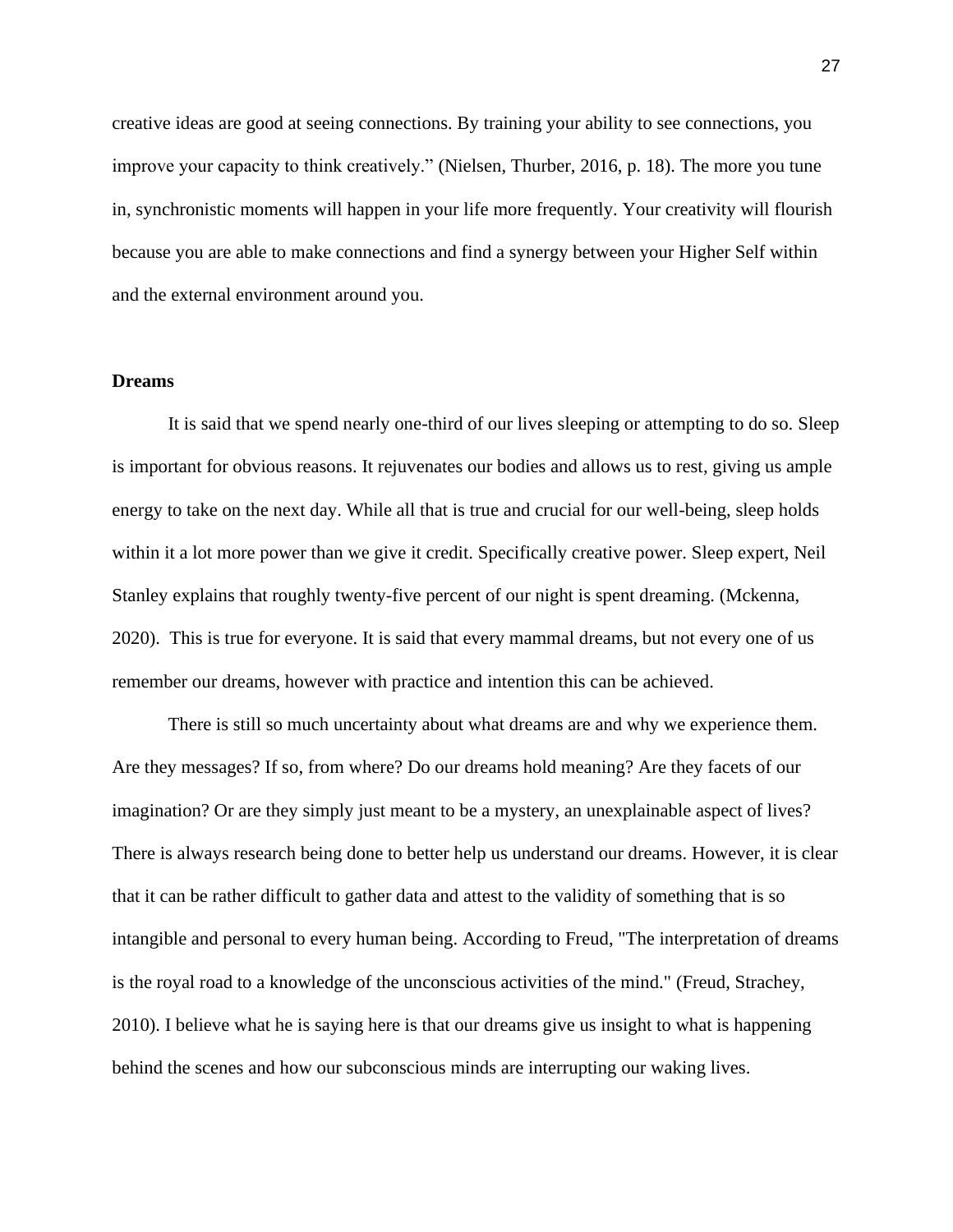creative ideas are good at seeing connections. By training your ability to see connections, you improve your capacity to think creatively." (Nielsen, Thurber, 2016, p. 18). The more you tune in, synchronistic moments will happen in your life more frequently. Your creativity will flourish because you are able to make connections and find a synergy between your Higher Self within and the external environment around you.

**Dreams**

It is said that we spend nearly one-third of our lives sleeping or attempting to do so. Sleep is important for obvious reasons. It rejuvenates our bodies and allows us to rest, giving us ample energy to take on the next day. While all that is true and crucial for our well-being, sleep holds within it a lot more power than we give it credit. Specifically creative power. Sleep expert, Neil Stanley explains that roughly twenty-five percent of our night is spent dreaming. (Mckenna, 2020). This is true for everyone. It is said that every mammal dreams, but not every one of us remember our dreams, however with practice and intention this can be achieved.

There is still so much uncertainty about what dreams are and why we experience them. Are they messages? If so, from where? Do our dreams hold meaning? Are they facets of our imagination? Or are they simply just meant to be a mystery, an unexplainable aspect of lives? There is always research being done to better help us understand our dreams. However, it is clear that it can be rather difficult to gather data and attest to the validity of something that is so intangible and personal to every human being. According to Freud, "The interpretation of dreams is the royal road to a knowledge of the unconscious activities of the mind." (Freud, Strachey, 2010). I believe what he is saying here is that our dreams give us insight to what is happening behind the scenes and how our subconscious minds are interrupting our waking lives.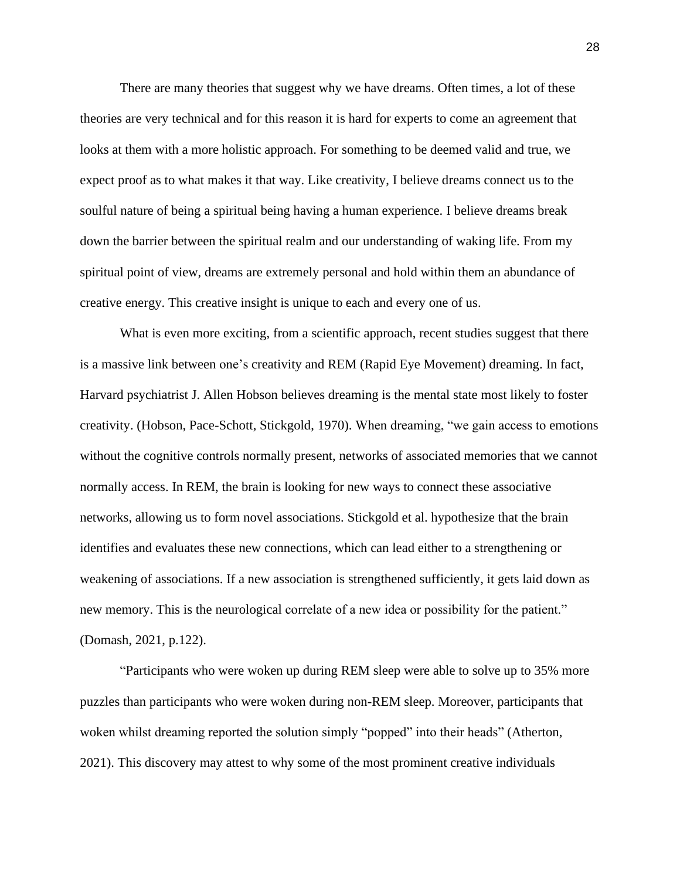There are many theories that suggest why we have dreams. Often times, a lot of these theories are very technical and for this reason it is hard for experts to come an agreement that looks at them with a more holistic approach. For something to be deemed valid and true, we expect proof as to what makes it that way. Like creativity, I believe dreams connect us to the soulful nature of being a spiritual being having a human experience. I believe dreams break down the barrier between the spiritual realm and our understanding of waking life. From my spiritual point of view, dreams are extremely personal and hold within them an abundance of creative energy. This creative insight is unique to each and every one of us.

What is even more exciting, from a scientific approach, recent studies suggest that there is a massive link between one's creativity and REM (Rapid Eye Movement) dreaming. In fact, Harvard psychiatrist J. Allen Hobson believes dreaming is the mental state most likely to foster creativity. (Hobson, Pace-Schott, Stickgold, 1970). When dreaming, "we gain access to emotions without the cognitive controls normally present, networks of associated memories that we cannot normally access. In REM, the brain is looking for new ways to connect these associative networks, allowing us to form novel associations. Stickgold et al. hypothesize that the brain identifies and evaluates these new connections, which can lead either to a strengthening or weakening of associations. If a new association is strengthened sufficiently, it gets laid down as new memory. This is the neurological correlate of a new idea or possibility for the patient." (Domash, 2021, p.122).

"Participants who were woken up during REM sleep were able to solve up to 35% more puzzles than participants who were woken during non-REM sleep. Moreover, participants that woken whilst dreaming reported the solution simply "popped" into their heads" (Atherton, 2021). This discovery may attest to why some of the most prominent creative individuals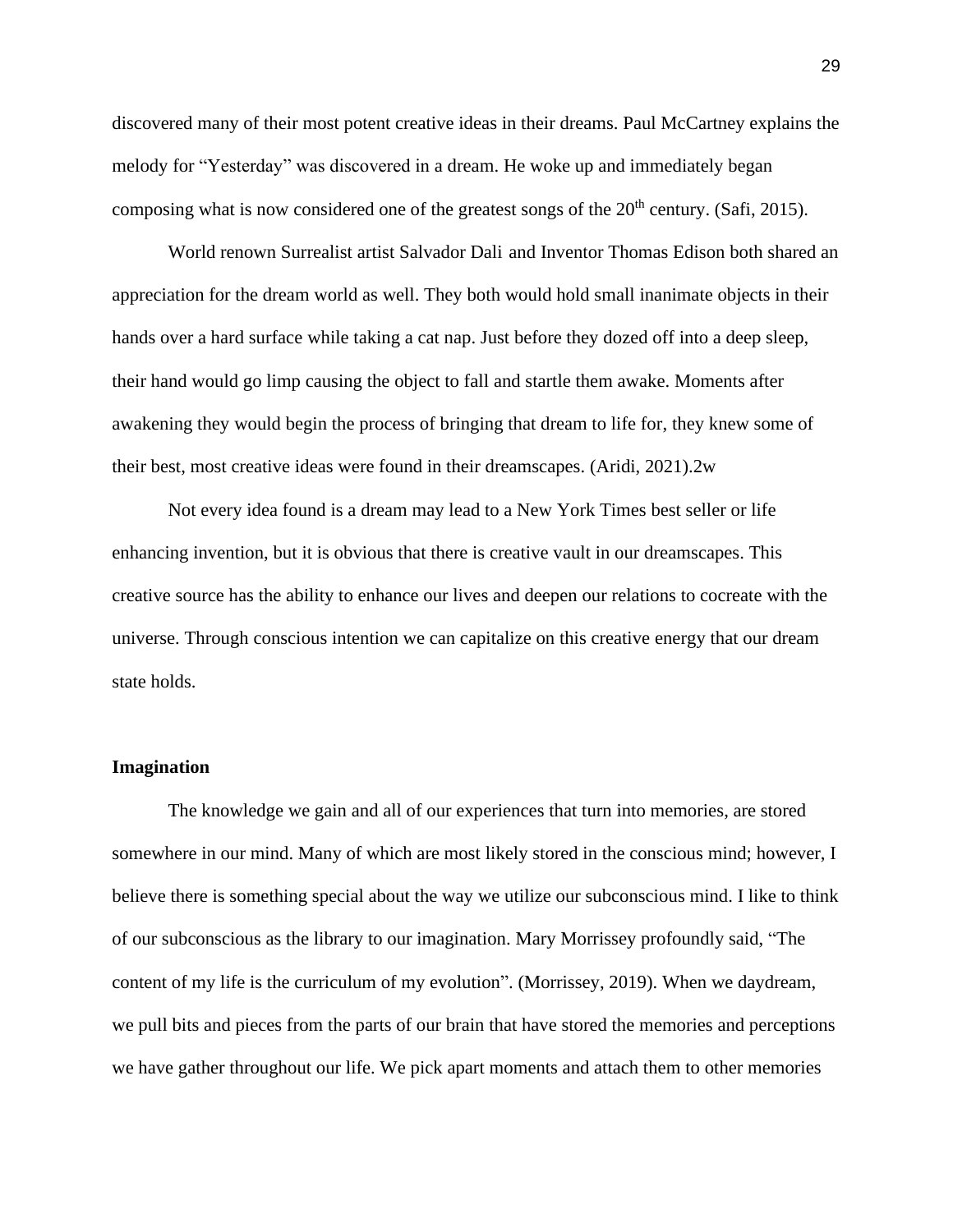discovered many of their most potent creative ideas in their dreams. Paul McCartney explains the melody for “Yesterday” was discovered in a dream. He woke up and immediately began composing what is now considered one of the greatest songs of the 20th century. (Safi, 2015).

World renown Surrealist artist Salvador Dali and Inventor Thomas Edison both shared an appreciation for the dream world as well. They both would hold small inanimate objects in their hands over a hard surface while taking a cat nap. Just before they dozed off into a deep sleep, their hand would go limp causing the object to fall and startle them awake. Moments after awakening they would begin the process of bringing that dream to life for, they knew some of their best, most creative ideas were found in their dreamscapes. (Aridi, 2021).2w

Not every idea found is a dream may lead to a New York Times best seller or life enhancing invention, but it is obvious that there is creative vault in our dreamscapes. This creative source has the ability to enhance our lives and deepen our relations to cocreate with the universe. Through conscious intention we can capitalize on this creative energy that our dream state holds.

**Imagination**

The knowledge we gain and all of our experiences that turn into memories, are stored somewhere in our mind. Many of which are most likely stored in the conscious mind; however, I believe there is something special about the way we utilize our subconscious mind. I like to think of our subconscious as the library to our imagination. Mary Morrissey profoundly said, “The content of my life is the curriculum of my evolution”. (Morrissey, 2019). When we daydream, we pull bits and pieces from the parts of our brain that have stored the memories and perceptions we have gather throughout our life. We pick apart moments and attach them to other memories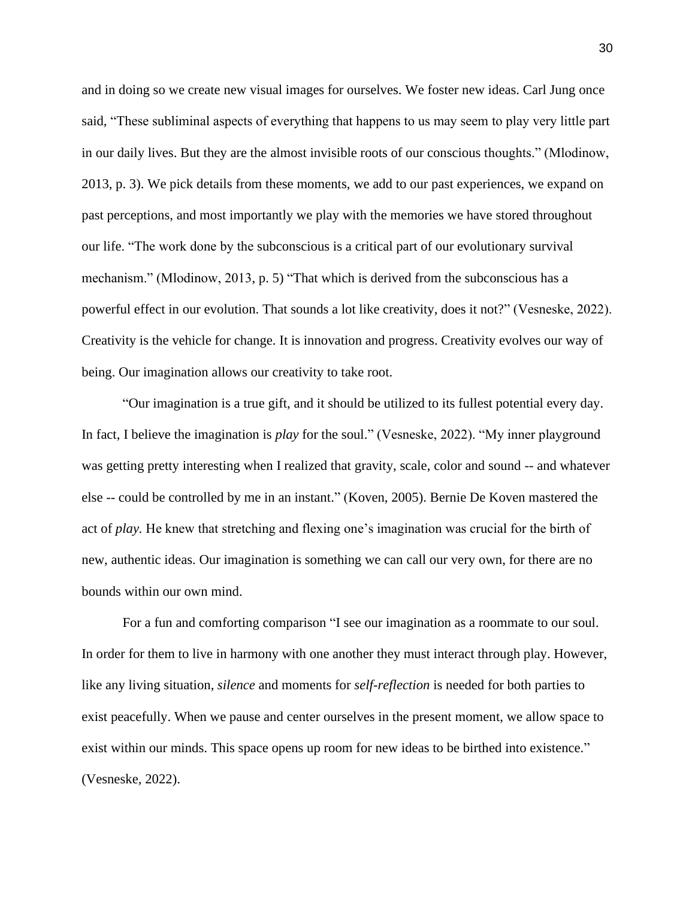and in doing so we create new visual images for ourselves. We foster new ideas. Carl Jung once said, “These subliminal aspects of everything that happens to us may seem to play very little part in our daily lives. But they are the almost invisible roots of our conscious thoughts.” (Mlodinow, 2013, p. 3). We pick details from these moments, we add to our past experiences, we expand on past perceptions, and most importantly we play with the memories we have stored throughout our life. “The work done by the subconscious is a critical part of our evolutionary survival mechanism.” (Mlodinow, 2013, p. 5) “That which is derived from the subconscious has a powerful effect in our evolution. That sounds a lot like creativity, does it not?” (Vesneske, 2022). Creativity is the vehicle for change. It is innovation and progress. Creativity evolves our way of being. Our imagination allows our creativity to take root.

“Our imagination is a true gift, and it should be utilized to its fullest potential every day. In fact, I believe the imagination is *play* for the soul.” (Vesneske, 2022). “My inner playground was getting pretty interesting when I realized that gravity, scale, color and sound -- and whatever else -- could be controlled by me in an instant.” (Koven, 2005). Bernie De Koven mastered the act of *play.* He knew that stretching and flexing one’s imagination was crucial for the birth of new, authentic ideas. Our imagination is something we can call our very own, for there are no bounds within our own mind.

For a fun and comforting comparison “I see our imagination as a roommate to our soul. In order for them to live in harmony with one another they must interact through play. However, like any living situation, ***silence*** and moments for ***self-reflection*** is needed for both parties to exist peacefully. When we pause and center ourselves in the present moment, we allow space to exist within our minds. This space opens up room for new ideas to be birthed into existence.” (Vesneske, 2022).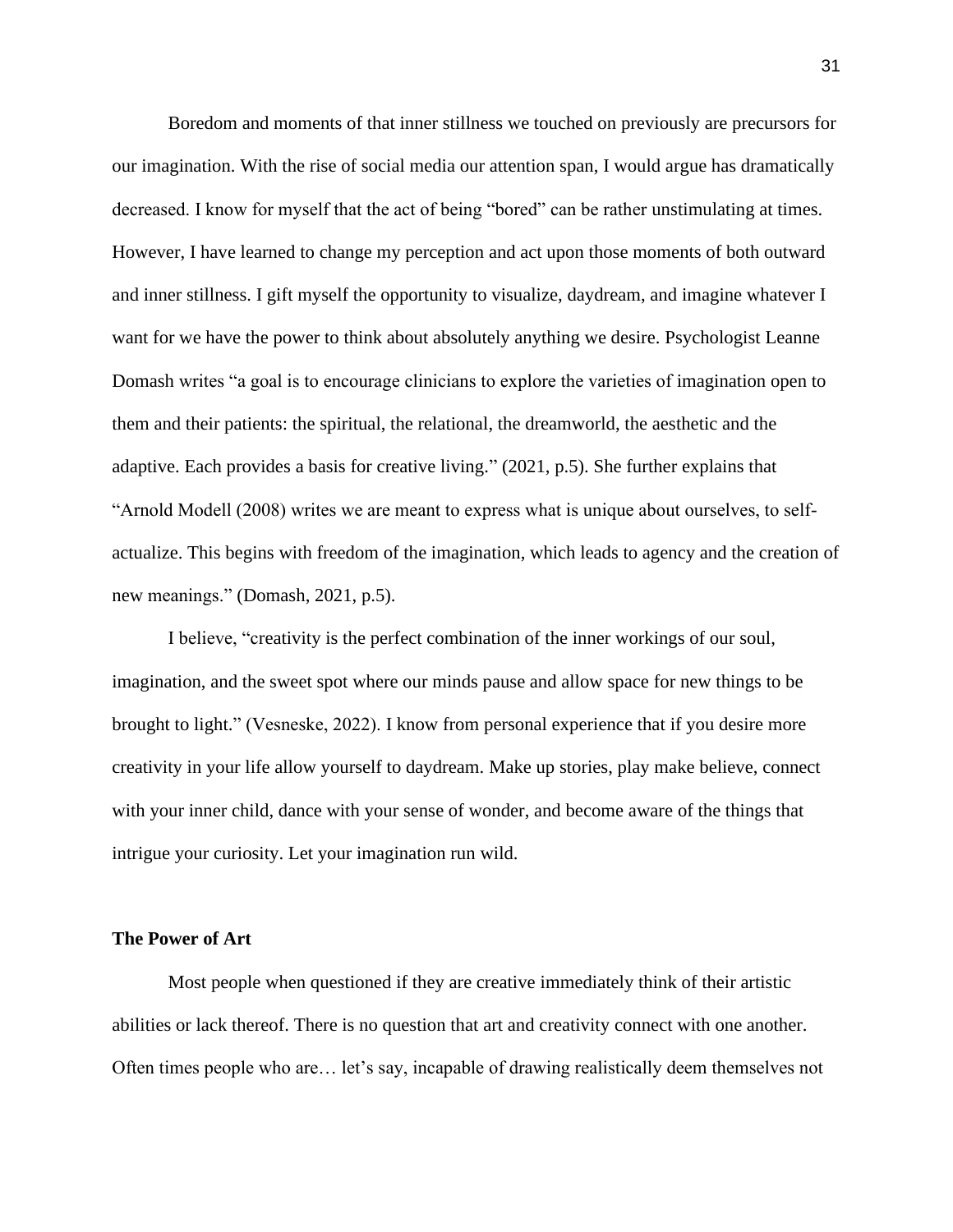Boredom and moments of that inner stillness we touched on previously are precursors for our imagination. With the rise of social media our attention span, I would argue has dramatically decreased. I know for myself that the act of being "bored" can be rather unstimulating at times. However, I have learned to change my perception and act upon those moments of both outward and inner stillness. I gift myself the opportunity to visualize, daydream, and imagine whatever I want for we have the power to think about absolutely anything we desire. Psychologist Leanne Domash writes "a goal is to encourage clinicians to explore the varieties of imagination open to them and their patients: the spiritual, the relational, the dreamworld, the aesthetic and the adaptive. Each provides a basis for creative living." (2021, p.5). She further explains that "Arnold Modell (2008) writes we are meant to express what is unique about ourselves, to self-actualize. This begins with freedom of the imagination, which leads to agency and the creation of new meanings." (Domash, 2021, p.5).

I believe, "creativity is the perfect combination of the inner workings of our soul, imagination, and the sweet spot where our minds pause and allow space for new things to be brought to light." (Vesneske, 2022). I know from personal experience that if you desire more creativity in your life allow yourself to daydream. Make up stories, play make believe, connect with your inner child, dance with your sense of wonder, and become aware of the things that intrigue your curiosity. Let your imagination run wild.

**The Power of Art**

Most people when questioned if they are creative immediately think of their artistic abilities or lack thereof. There is no question that art and creativity connect with one another. Often times people who are… let's say, incapable of drawing realistically deem themselves not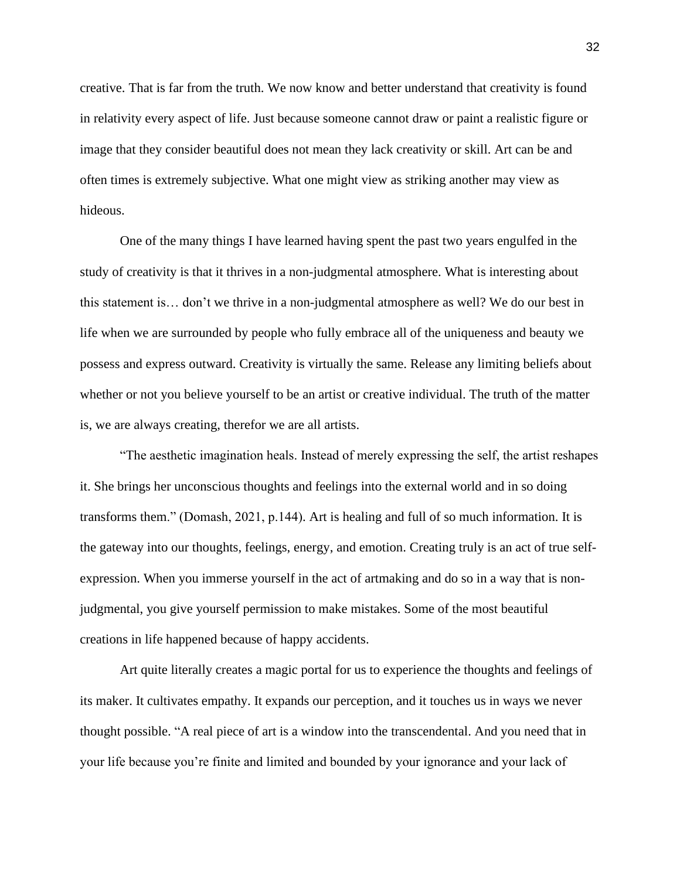creative. That is far from the truth. We now know and better understand that creativity is found in relativity every aspect of life. Just because someone cannot draw or paint a realistic figure or image that they consider beautiful does not mean they lack creativity or skill. Art can be and often times is extremely subjective. What one might view as striking another may view as hideous.

One of the many things I have learned having spent the past two years engulfed in the study of creativity is that it thrives in a non-judgmental atmosphere. What is interesting about this statement is… don't we thrive in a non-judgmental atmosphere as well? We do our best in life when we are surrounded by people who fully embrace all of the uniqueness and beauty we possess and express outward. Creativity is virtually the same. Release any limiting beliefs about whether or not you believe yourself to be an artist or creative individual. The truth of the matter is, we are always creating, therefor we are all artists.

"The aesthetic imagination heals. Instead of merely expressing the self, the artist reshapes it. She brings her unconscious thoughts and feelings into the external world and in so doing transforms them." (Domash, 2021, p.144). Art is healing and full of so much information. It is the gateway into our thoughts, feelings, energy, and emotion. Creating truly is an act of true self-expression. When you immerse yourself in the act of artmaking and do so in a way that is non-judgmental, you give yourself permission to make mistakes. Some of the most beautiful creations in life happened because of happy accidents.

Art quite literally creates a magic portal for us to experience the thoughts and feelings of its maker. It cultivates empathy. It expands our perception, and it touches us in ways we never thought possible. "A real piece of art is a window into the transcendental. And you need that in your life because you're finite and limited and bounded by your ignorance and your lack of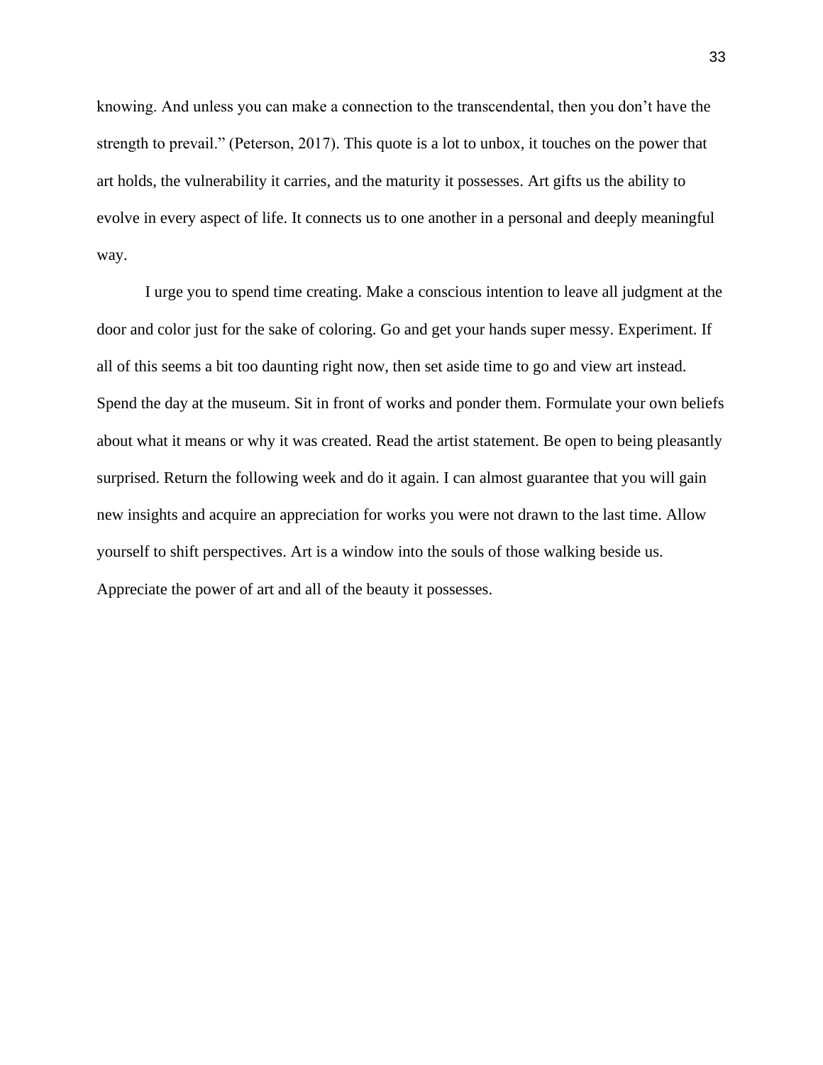knowing. And unless you can make a connection to the transcendental, then you don't have the strength to prevail." (Peterson, 2017). This quote is a lot to unbox, it touches on the power that art holds, the vulnerability it carries, and the maturity it possesses. Art gifts us the ability to evolve in every aspect of life. It connects us to one another in a personal and deeply meaningful way.

I urge you to spend time creating. Make a conscious intention to leave all judgment at the door and color just for the sake of coloring. Go and get your hands super messy. Experiment. If all of this seems a bit too daunting right now, then set aside time to go and view art instead. Spend the day at the museum. Sit in front of works and ponder them. Formulate your own beliefs about what it means or why it was created. Read the artist statement. Be open to being pleasantly surprised. Return the following week and do it again. I can almost guarantee that you will gain new insights and acquire an appreciation for works you were not drawn to the last time. Allow yourself to shift perspectives. Art is a window into the souls of those walking beside us. Appreciate the power of art and all of the beauty it possesses.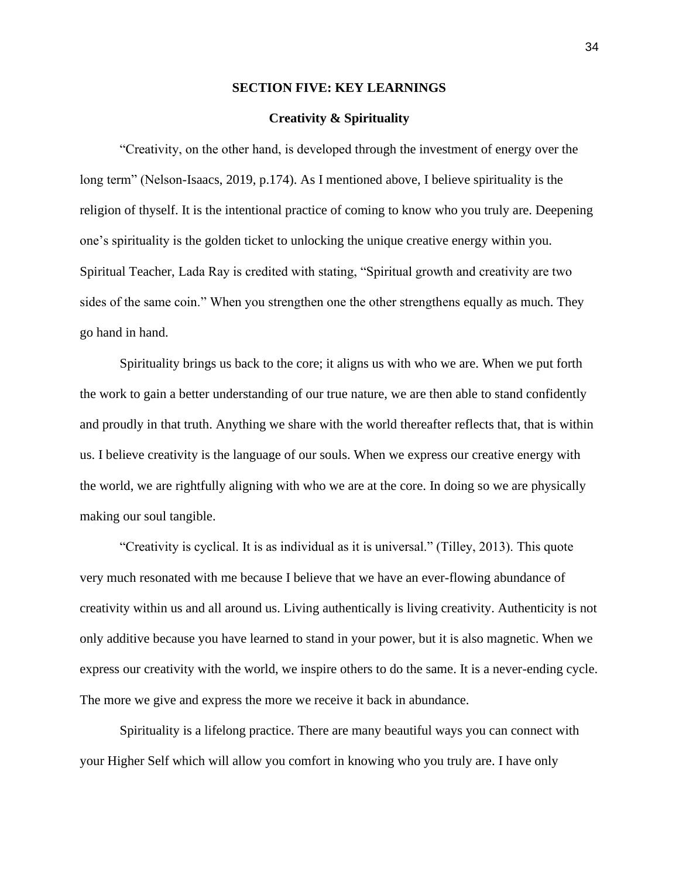## SECTION FIVE: KEY LEARNINGS

### Creativity & Spirituality

"Creativity, on the other hand, is developed through the investment of energy over the long term" (Nelson-Isaacs, 2019, p.174). As I mentioned above, I believe spirituality is the religion of thyself. It is the intentional practice of coming to know who you truly are. Deepening one's spirituality is the golden ticket to unlocking the unique creative energy within you. Spiritual Teacher, Lada Ray is credited with stating, "Spiritual growth and creativity are two sides of the same coin." When you strengthen one the other strengthens equally as much. They go hand in hand.

Spirituality brings us back to the core; it aligns us with who we are. When we put forth the work to gain a better understanding of our true nature, we are then able to stand confidently and proudly in that truth. Anything we share with the world thereafter reflects that, that is within us. I believe creativity is the language of our souls. When we express our creative energy with the world, we are rightfully aligning with who we are at the core. In doing so we are physically making our soul tangible.

"Creativity is cyclical. It is as individual as it is universal." (Tilley, 2013). This quote very much resonated with me because I believe that we have an ever-flowing abundance of creativity within us and all around us. Living authentically is living creativity. Authenticity is not only additive because you have learned to stand in your power, but it is also magnetic. When we express our creativity with the world, we inspire others to do the same. It is a never-ending cycle. The more we give and express the more we receive it back in abundance.

Spirituality is a lifelong practice. There are many beautiful ways you can connect with your Higher Self which will allow you comfort in knowing who you truly are. I have only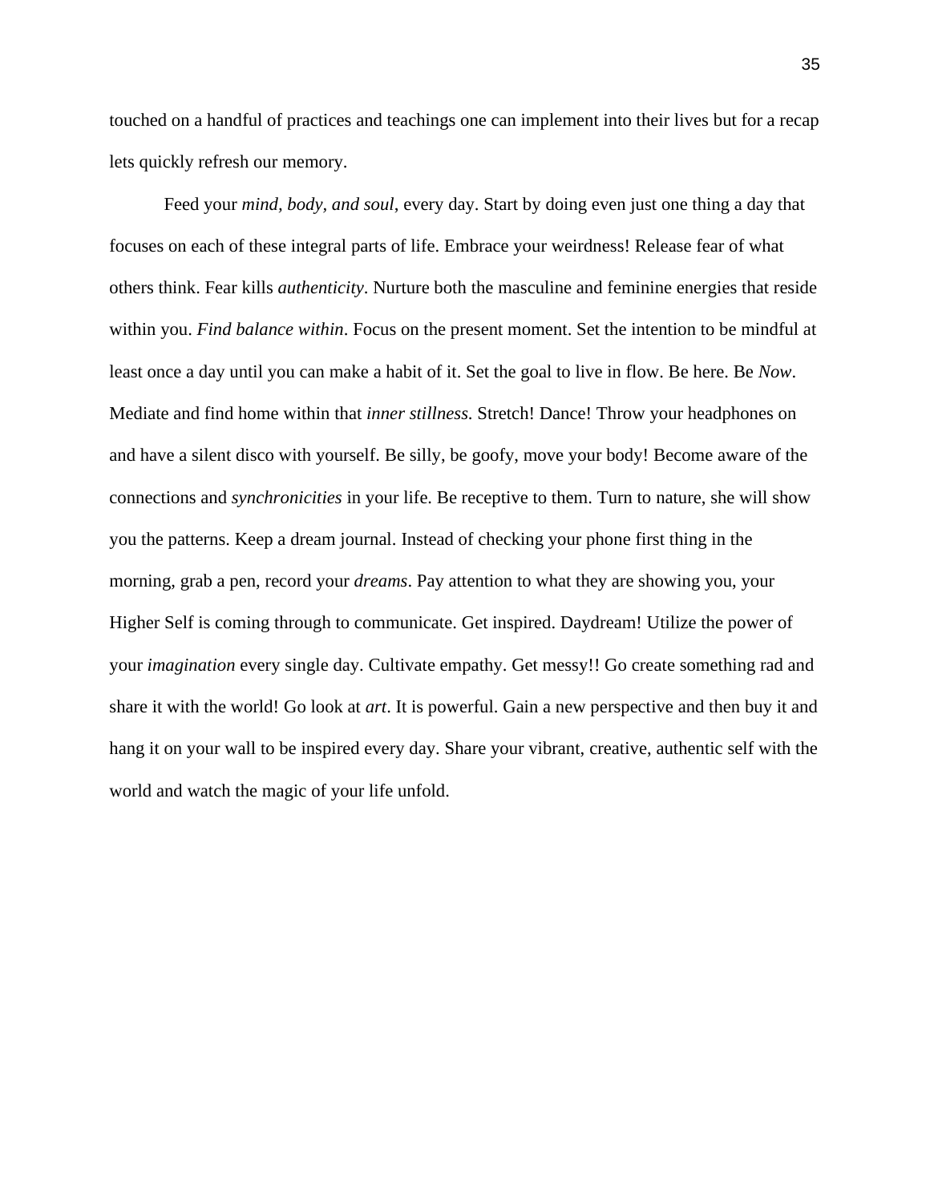touched on a handful of practices and teachings one can implement into their lives but for a recap lets quickly refresh our memory.

Feed your *mind, body, and soul*, every day. Start by doing even just one thing a day that focuses on each of these integral parts of life. Embrace your weirdness! Release fear of what others think. Fear kills *authenticity*. Nurture both the masculine and feminine energies that reside within you. *Find balance within*. Focus on the present moment. Set the intention to be mindful at least once a day until you can make a habit of it. Set the goal to live in flow. Be here. Be *Now*. Mediate and find home within that *inner stillness*. Stretch! Dance! Throw your headphones on and have a silent disco with yourself. Be silly, be goofy, move your body! Become aware of the connections and *synchronicities* in your life. Be receptive to them. Turn to nature, she will show you the patterns. Keep a dream journal. Instead of checking your phone first thing in the morning, grab a pen, record your *dreams*. Pay attention to what they are showing you, your Higher Self is coming through to communicate. Get inspired. Daydream! Utilize the power of your *imagination* every single day. Cultivate empathy. Get messy!! Go create something rad and share it with the world! Go look at *art*. It is powerful. Gain a new perspective and then buy it and hang it on your wall to be inspired every day. Share your vibrant, creative, authentic self with the world and watch the magic of your life unfold.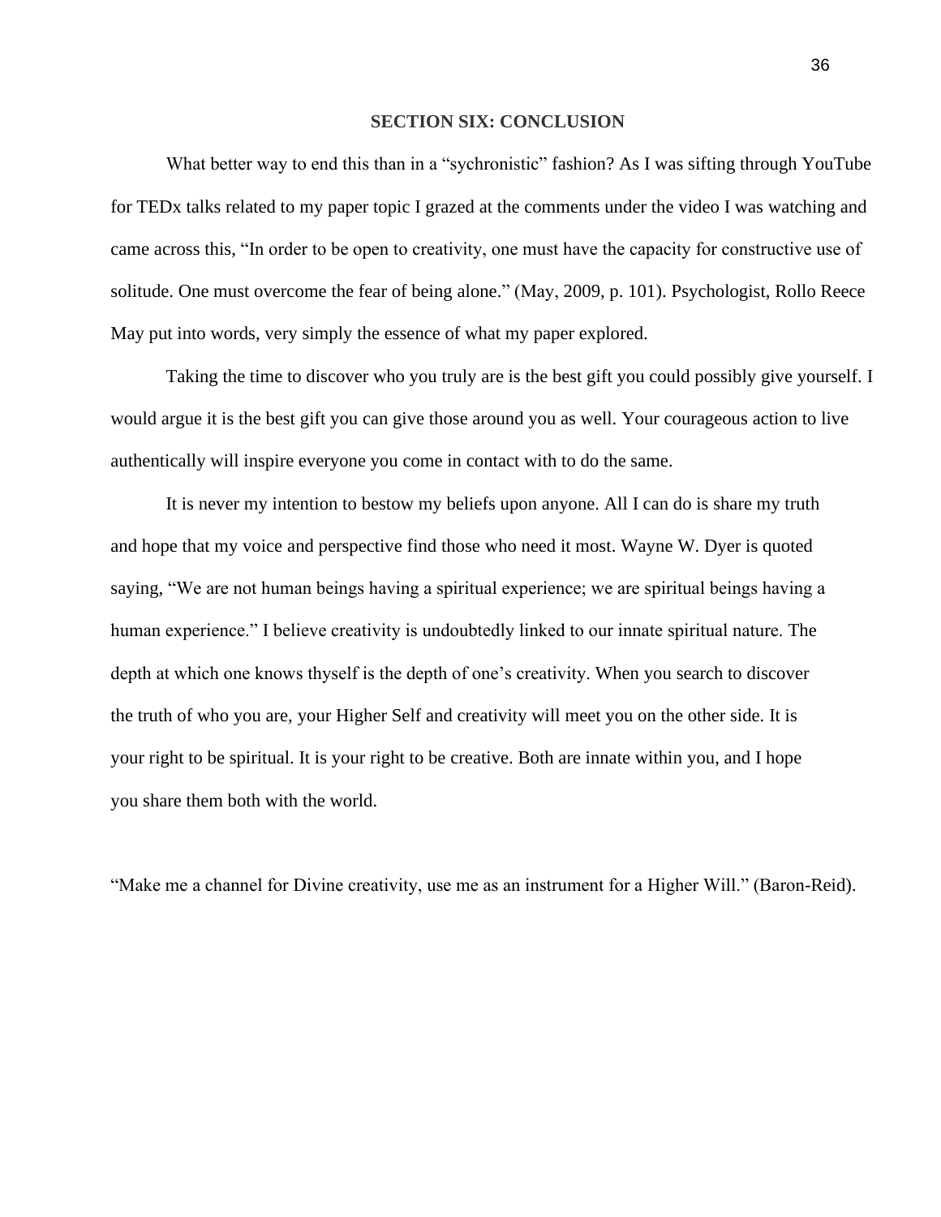## SECTION SIX: CONCLUSION

What better way to end this than in a "sychronistic" fashion? As I was sifting through YouTube for TEDx talks related to my paper topic I grazed at the comments under the video I was watching and came across this, "In order to be open to creativity, one must have the capacity for constructive use of solitude. One must overcome the fear of being alone." (May, 2009, p. 101). Psychologist, Rollo Reece May put into words, very simply the essence of what my paper explored.

Taking the time to discover who you truly are is the best gift you could possibly give yourself. I would argue it is the best gift you can give those around you as well. Your courageous action to live authentically will inspire everyone you come in contact with to do the same.

It is never my intention to bestow my beliefs upon anyone. All I can do is share my truth and hope that my voice and perspective find those who need it most. Wayne W. Dyer is quoted saying, "We are not human beings having a spiritual experience; we are spiritual beings having a human experience." I believe creativity is undoubtedly linked to our innate spiritual nature. The depth at which one knows thyself is the depth of one's creativity. When you search to discover the truth of who you are, your Higher Self and creativity will meet you on the other side. It is your right to be spiritual. It is your right to be creative. Both are innate within you, and I hope you share them both with the world.

"Make me a channel for Divine creativity, use me as an instrument for a Higher Will." (Baron-Reid).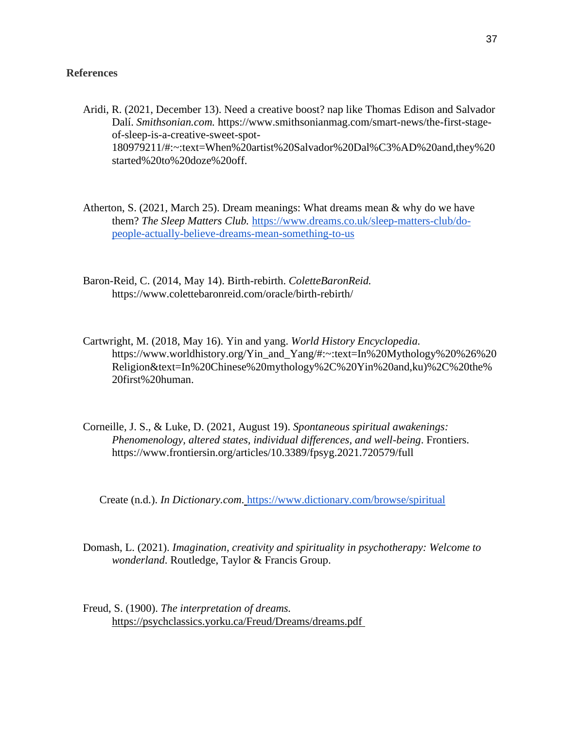**References**

Aridi, R. (2021, December 13). Need a creative boost? nap like Thomas Edison and Salvador Dalí. *Smithsonian.com.* https://www.smithsonianmag.com/smart-news/the-first-stage-of-sleep-is-a-creative-sweet-spot-180979211/#:~:text=When%20artist%20Salvador%20Dal%C3%AD%20and,they%20started%20to%20doze%20off.

Atherton, S. (2021, March 25). Dream meanings: What dreams mean & why do we have them? *The Sleep Matters Club.* https://www.dreams.co.uk/sleep-matters-club/do-people-actually-believe-dreams-mean-something-to-us

Baron-Reid, C. (2014, May 14). Birth-rebirth. *ColetteBaronReid.* https://www.colettebaronreid.com/oracle/birth-rebirth/

Cartwright, M. (2018, May 16). Yin and yang. *World History Encyclopedia.* https://www.worldhistory.org/Yin_and_Yang/#:~:text=In%20Mythology%20%26%20Religion&text=In%20Chinese%20mythology%2C%20Yin%20and,ku)%2C%20the%20first%20human.

Corneille, J. S., & Luke, D. (2021, August 19). *Spontaneous spiritual awakenings: Phenomenology, altered states, individual differences, and well-being*. Frontiers. https://www.frontiersin.org/articles/10.3389/fpsyg.2021.720579/full

Create (n.d.). *In Dictionary.com*. https://www.dictionary.com/browse/spiritual

Domash, L. (2021). *Imagination, creativity and spirituality in psychotherapy: Welcome to wonderland*. Routledge, Taylor & Francis Group.

Freud, S. (1900). *The interpretation of dreams.* https://psychclassics.yorku.ca/Freud/Dreams/dreams.pdf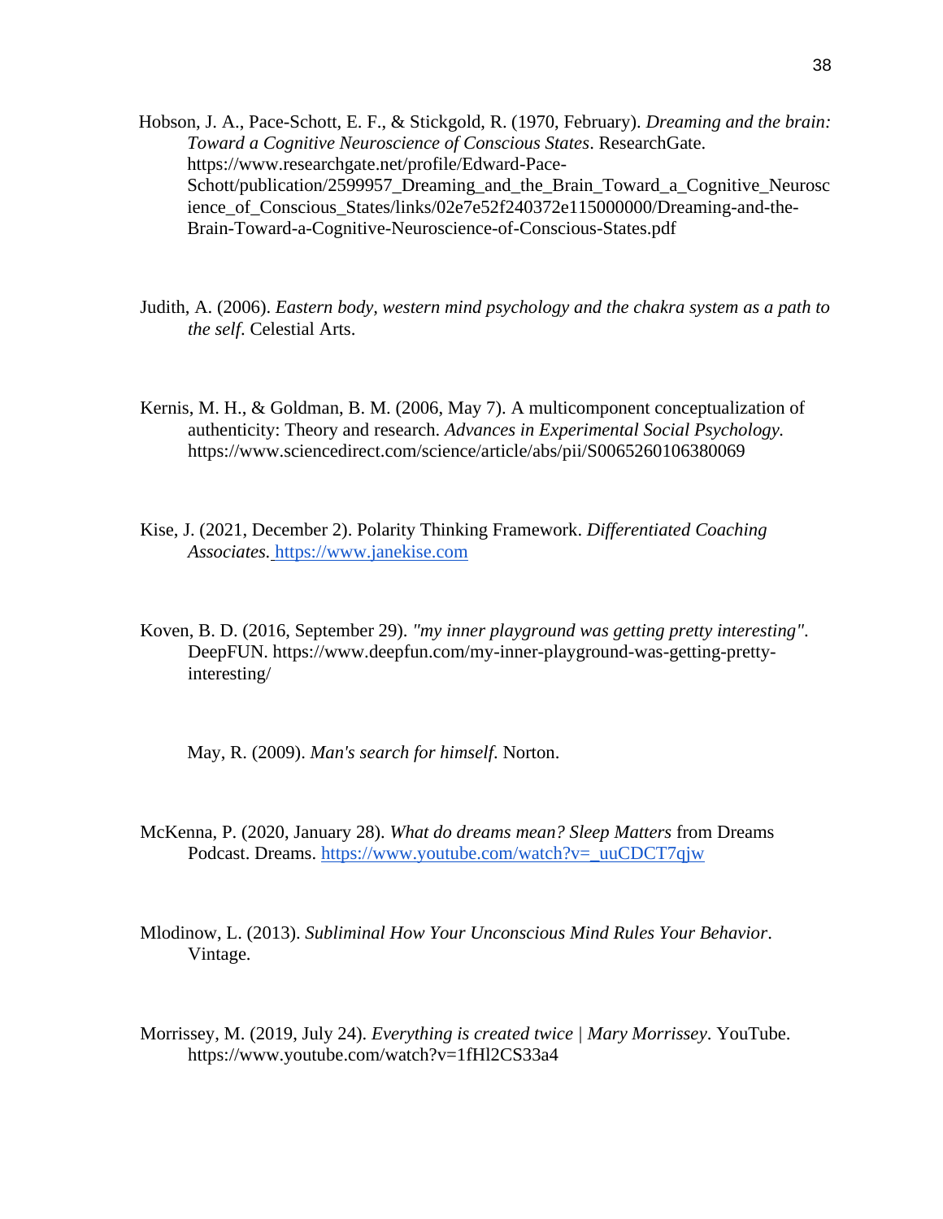Hobson, J. A., Pace-Schott, E. F., & Stickgold, R. (1970, February). *Dreaming and the brain: Toward a Cognitive Neuroscience of Conscious States*. ResearchGate. https://www.researchgate.net/profile/Edward-Pace-Schott/publication/2599957_Dreaming_and_the_Brain_Toward_a_Cognitive_Neuroscience_of_Conscious_States/links/02e7e52f240372e115000000/Dreaming-and-the-Brain-Toward-a-Cognitive-Neuroscience-of-Conscious-States.pdf

Judith, A. (2006). *Eastern body, western mind psychology and the chakra system as a path to the self*. Celestial Arts.

Kernis, M. H., & Goldman, B. M. (2006, May 7). A multicomponent conceptualization of authenticity: Theory and research. *Advances in Experimental Social Psychology.* https://www.sciencedirect.com/science/article/abs/pii/S0065260106380069

Kise, J. (2021, December 2). Polarity Thinking Framework. *Differentiated Coaching Associates.* https://www.janekise.com

Koven, B. D. (2016, September 29). *"my inner playground was getting pretty interesting"*. DeepFUN. https://www.deepfun.com/my-inner-playground-was-getting-pretty-interesting/

May, R. (2009). *Man's search for himself*. Norton.

McKenna, P. (2020, January 28). *What do dreams mean? Sleep Matters* from Dreams Podcast. Dreams. https://www.youtube.com/watch?v=_uuCDCT7qjw

Mlodinow, L. (2013). *Subliminal How Your Unconscious Mind Rules Your Behavior*. Vintage.

Morrissey, M. (2019, July 24). *Everything is created twice | Mary Morrissey*. YouTube. https://www.youtube.com/watch?v=1fHl2CS33a4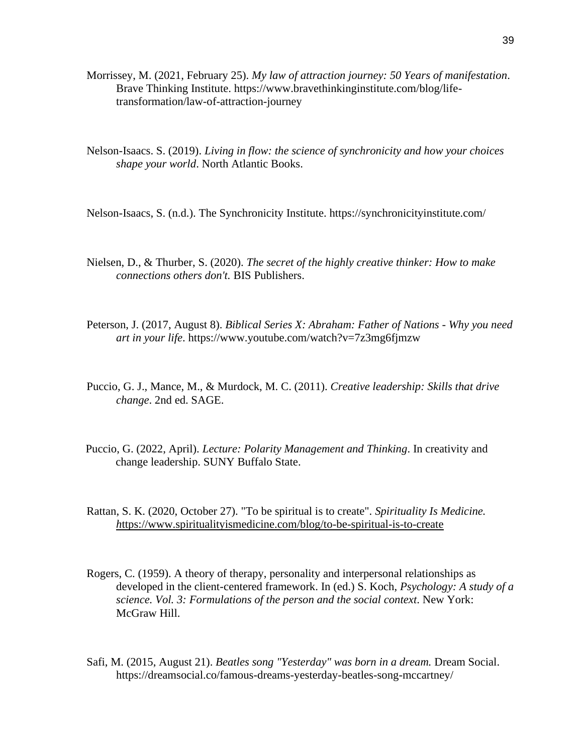Morrissey, M. (2021, February 25). *My law of attraction journey: 50 Years of manifestation*. Brave Thinking Institute. https://www.bravethinkinginstitute.com/blog/life-transformation/law-of-attraction-journey

Nelson-Isaacs. S. (2019). *Living in flow: the science of synchronicity and how your choices shape your world*. North Atlantic Books.

Nelson-Isaacs, S. (n.d.). The Synchronicity Institute. https://synchronicityinstitute.com/

Nielsen, D., & Thurber, S. (2020). *The secret of the highly creative thinker: How to make connections others don't.* BIS Publishers.

Peterson, J. (2017, August 8). *Biblical Series X: Abraham: Father of Nations - Why you need art in your life*. https://www.youtube.com/watch?v=7z3mg6fjmzw

Puccio, G. J., Mance, M., & Murdock, M. C. (2011). *Creative leadership: Skills that drive change*. 2nd ed. SAGE.

Puccio, G. (2022, April). *Lecture: Polarity Management and Thinking*. In creativity and change leadership. SUNY Buffalo State.

Rattan, S. K. (2020, October 27). "To be spiritual is to create". *Spirituality Is Medicine.* *h*ttps://www.spiritualityismedicine.com/blog/to-be-spiritual-is-to-create

Rogers, C. (1959). A theory of therapy, personality and interpersonal relationships as developed in the client-centered framework. In (ed.) S. Koch, *Psychology: A study of a science. Vol. 3: Formulations of the person and the social context*. New York: McGraw Hill.

Safi, M. (2015, August 21). *Beatles song "Yesterday" was born in a dream.* Dream Social. https://dreamsocial.co/famous-dreams-yesterday-beatles-song-mccartney/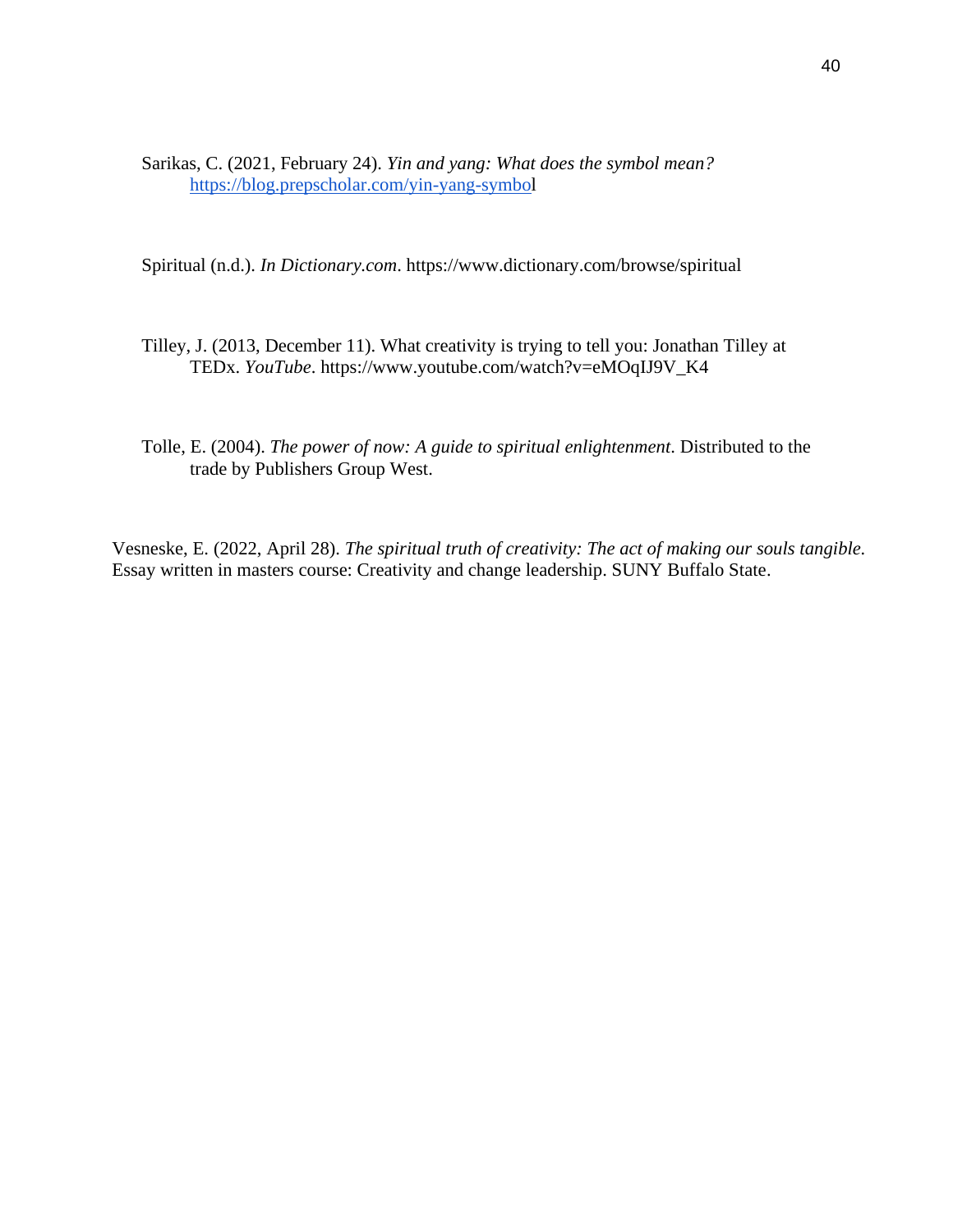Sarikas, C. (2021, February 24). *Yin and yang: What does the symbol mean?* https://blog.prepscholar.com/yin-yang-symbol

Spiritual (n.d.). *In Dictionary.com*. https://www.dictionary.com/browse/spiritual

Tilley, J. (2013, December 11). What creativity is trying to tell you: Jonathan Tilley at TEDx. *YouTube*. https://www.youtube.com/watch?v=eMOqIJ9V_K4

Tolle, E. (2004). *The power of now: A guide to spiritual enlightenment*. Distributed to the trade by Publishers Group West.

Vesneske, E. (2022, April 28). *The spiritual truth of creativity: The act of making our souls tangible*. Essay written in masters course: Creativity and change leadership. SUNY Buffalo State.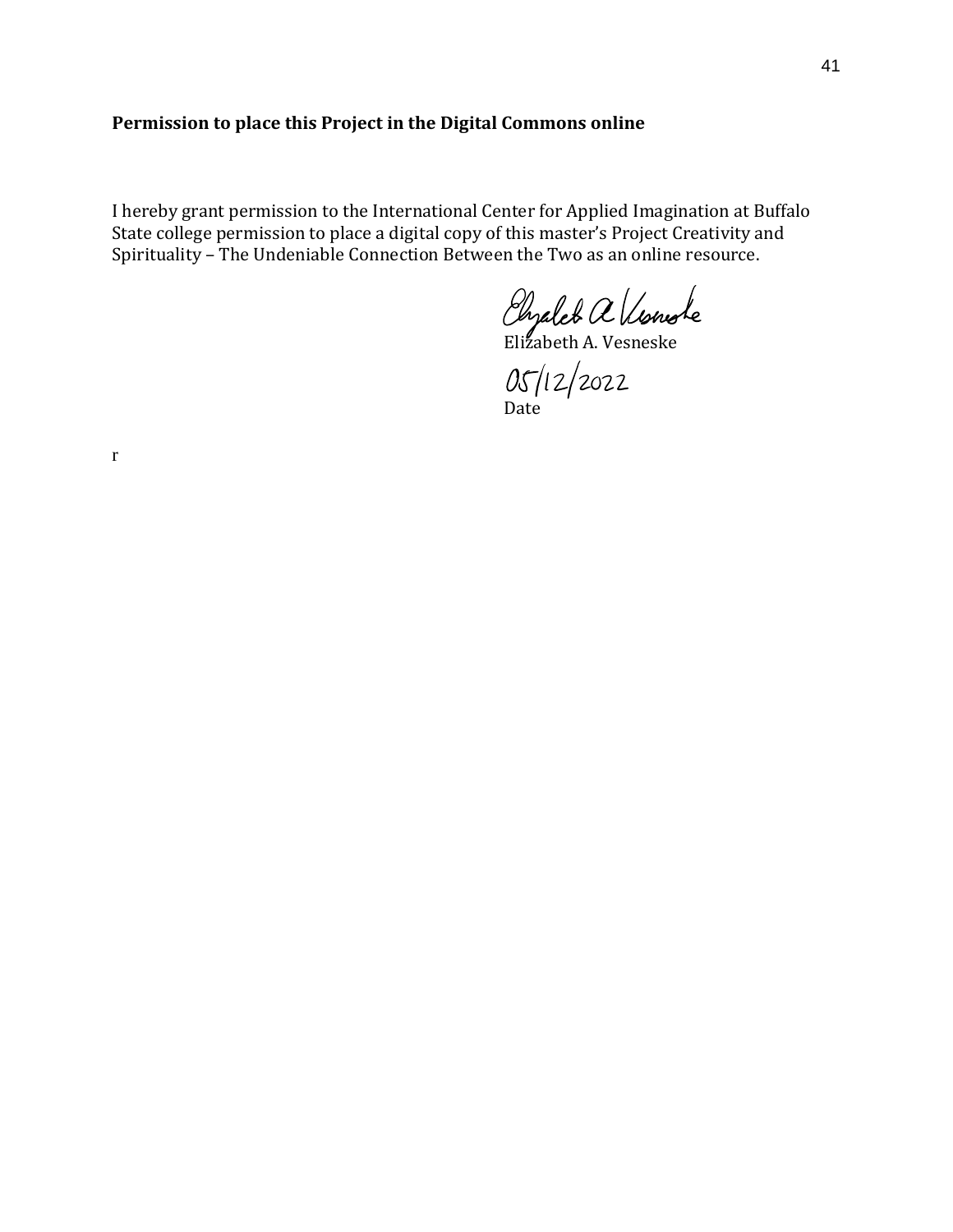**Permission to place this Project in the Digital Commons online**

I hereby grant permission to the International Center for Applied Imagination at Buffalo State college permission to place a digital copy of this master's Project Creativity and Spirituality – The Undeniable Connection Between the Two as an online resource.

Elizabeth A. Vesneske

05/12/2022
Date

r